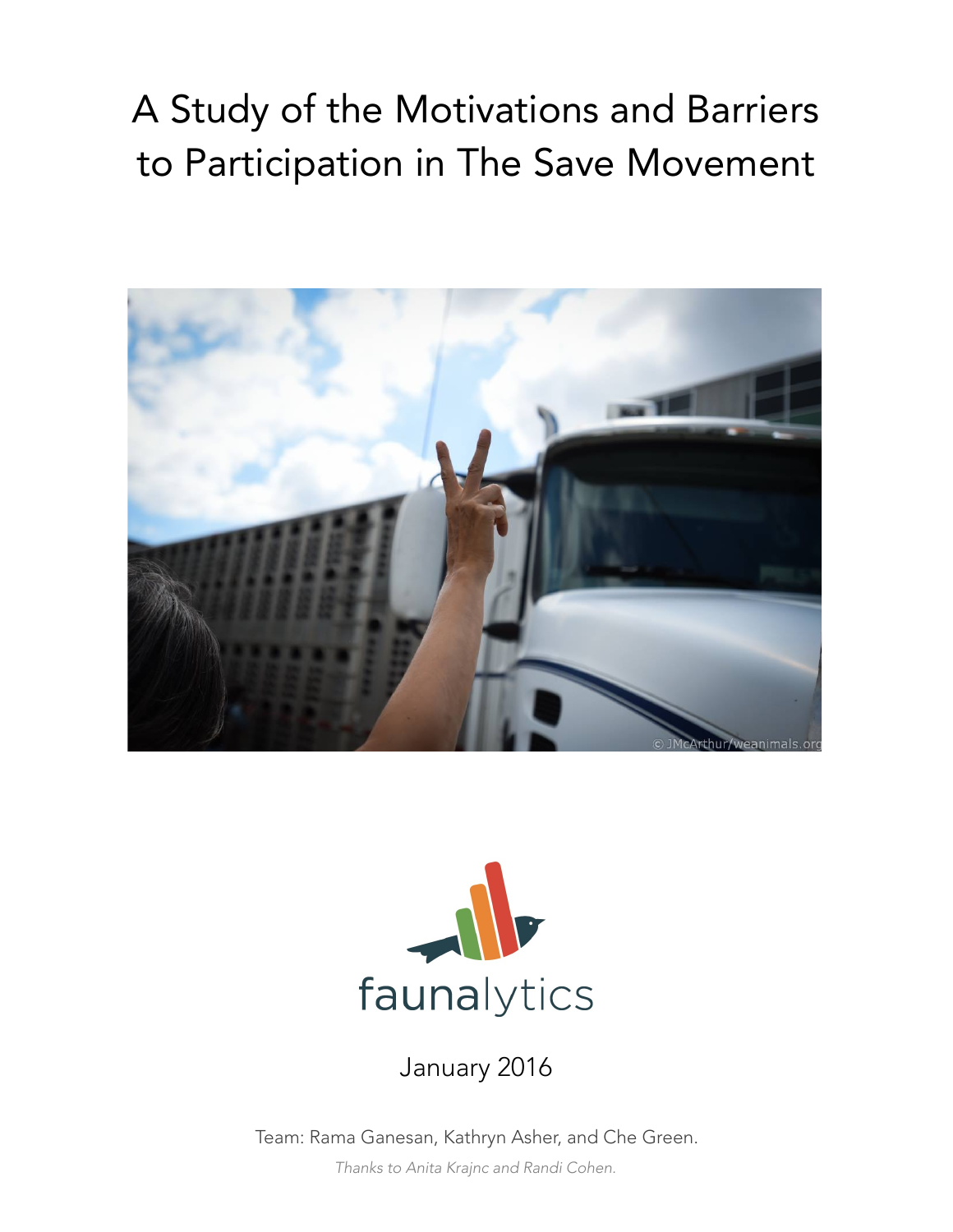# A Study of the Motivations and Barriers to Participation in The Save Movement

faunalytics

January 2016

Team: Rama Ganesan, Kathryn Asher, and Che Green.

*Thanks to Anita Krajnc and Randi Cohen.*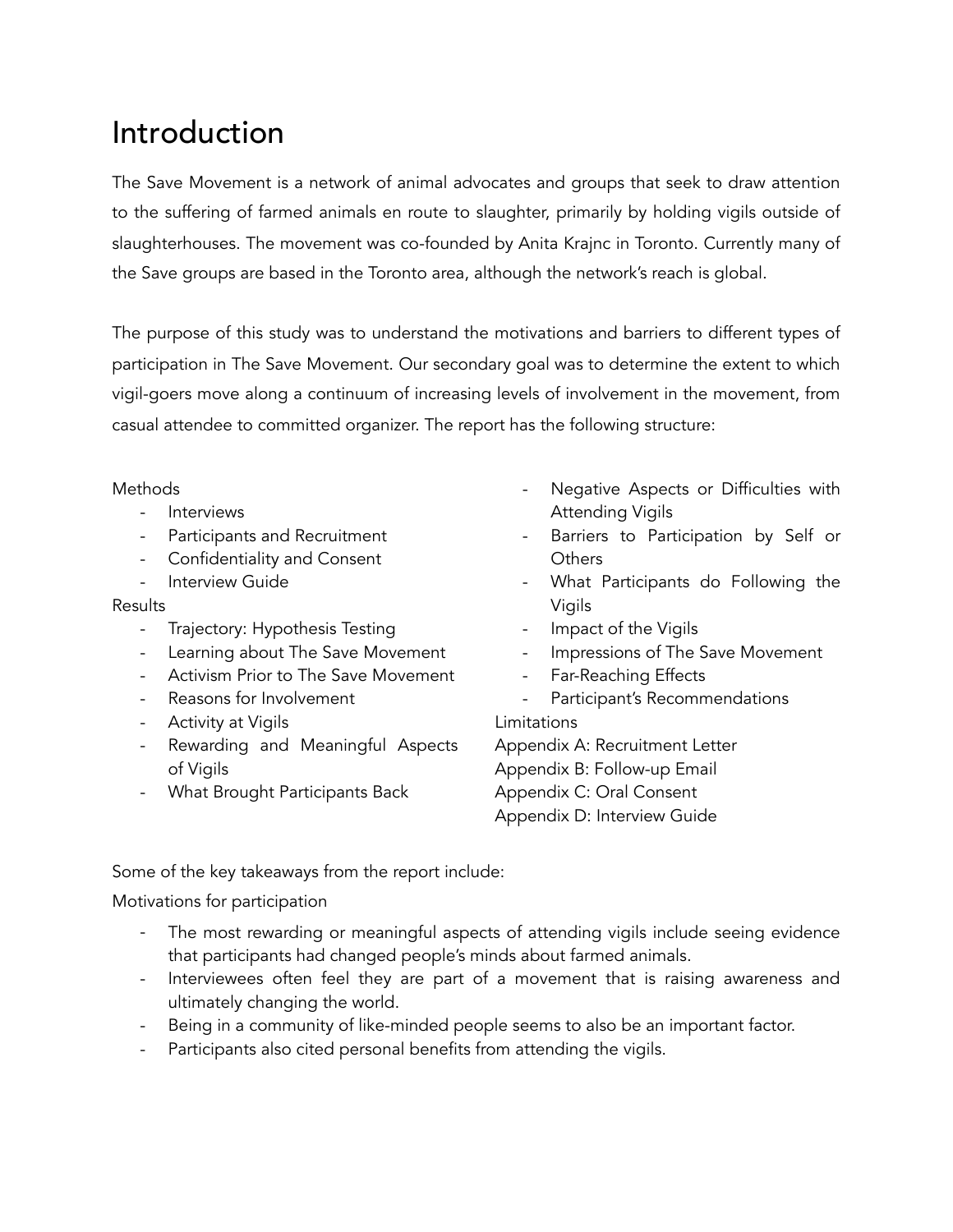# Introduction

The Save Movement is a network of animal advocates and groups that seek to draw attention to the suffering of farmed animals en route to slaughter, primarily by holding vigils outside of slaughterhouses. The movement was co-founded by Anita Krajnc in Toronto. Currently many of the Save groups are based in the Toronto area, although the network's reach is global.

The purpose of this study was to understand the motivations and barriers to different types of participation in The Save Movement. Our secondary goal was to determine the extent to which vigil-goers move along a continuum of increasing levels of involvement in the movement, from casual attendee to committed organizer. The report has the following structure:

Methods
- Interviews
- Participants and Recruitment
- Confidentiality and Consent
- Interview Guide

Results
- Trajectory: Hypothesis Testing
- Learning about The Save Movement
- Activism Prior to The Save Movement
- Reasons for Involvement
- Activity at Vigils
- Rewarding and Meaningful Aspects of Vigils
- What Brought Participants Back
- Negative Aspects or Difficulties with Attending Vigils
- Barriers to Participation by Self or Others
- What Participants do Following the Vigils
- Impact of the Vigils
- Impressions of The Save Movement
- Far-Reaching Effects
- Participant's Recommendations

Limitations
Appendix A: Recruitment Letter
Appendix B: Follow-up Email
Appendix C: Oral Consent
Appendix D: Interview Guide

Some of the key takeaways from the report include:

Motivations for participation

- The most rewarding or meaningful aspects of attending vigils include seeing evidence that participants had changed people's minds about farmed animals.
- Interviewees often feel they are part of a movement that is raising awareness and ultimately changing the world.
- Being in a community of like-minded people seems to also be an important factor.
- Participants also cited personal benefits from attending the vigils.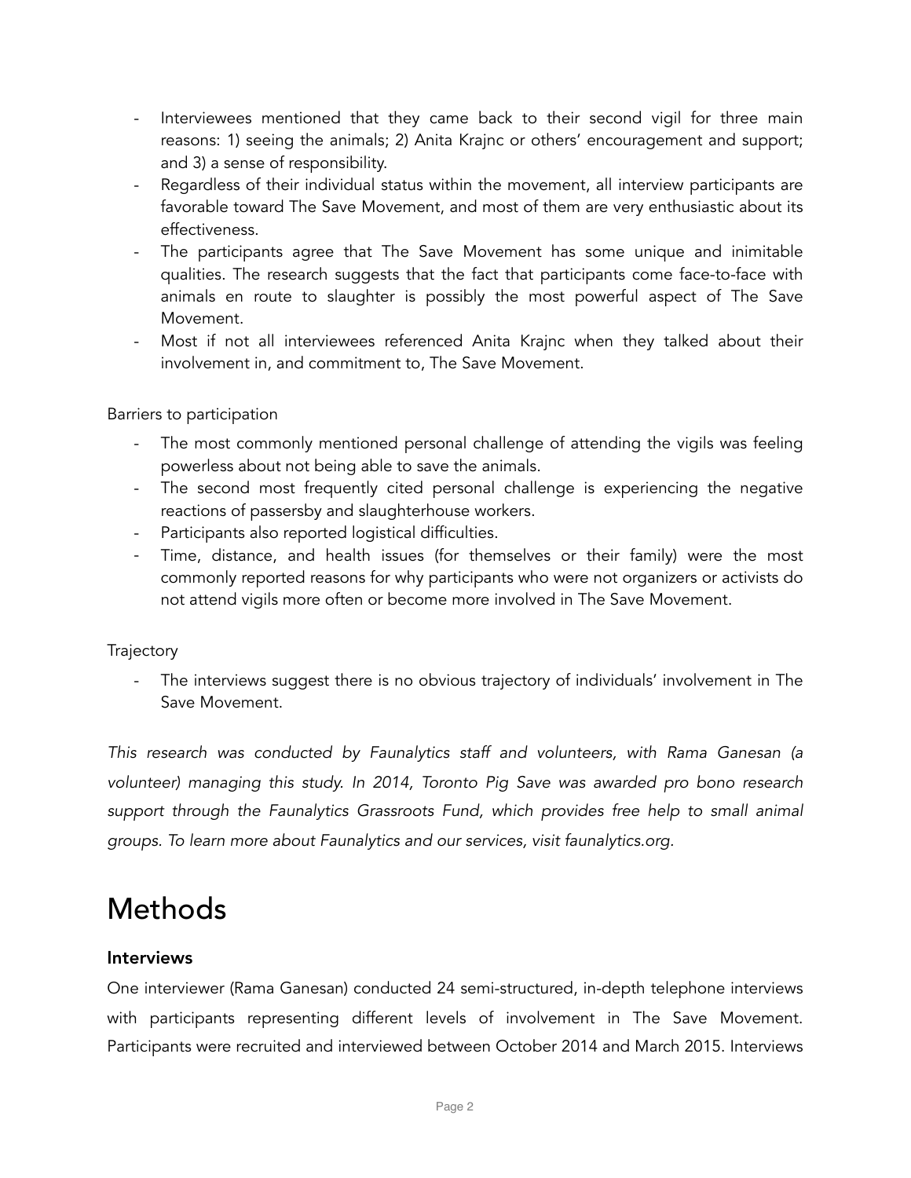- Interviewees mentioned that they came back to their second vigil for three main reasons: 1) seeing the animals; 2) Anita Krajnc or others' encouragement and support; and 3) a sense of responsibility.
- Regardless of their individual status within the movement, all interview participants are favorable toward The Save Movement, and most of them are very enthusiastic about its effectiveness.
- The participants agree that The Save Movement has some unique and inimitable qualities. The research suggests that the fact that participants come face-to-face with animals en route to slaughter is possibly the most powerful aspect of The Save Movement.
- Most if not all interviewees referenced Anita Krajnc when they talked about their involvement in, and commitment to, The Save Movement.

Barriers to participation

- The most commonly mentioned personal challenge of attending the vigils was feeling powerless about not being able to save the animals.
- The second most frequently cited personal challenge is experiencing the negative reactions of passersby and slaughterhouse workers.
- Participants also reported logistical difficulties.
- Time, distance, and health issues (for themselves or their family) were the most commonly reported reasons for why participants who were not organizers or activists do not attend vigils more often or become more involved in The Save Movement.

Trajectory

- The interviews suggest there is no obvious trajectory of individuals' involvement in The Save Movement.

*This research was conducted by Faunalytics staff and volunteers, with Rama Ganesan (a volunteer) managing this study. In 2014, Toronto Pig Save was awarded pro bono research support through the Faunalytics Grassroots Fund, which provides free help to small animal groups. To learn more about Faunalytics and our services, visit faunalytics.org.*

# Methods

### Interviews

One interviewer (Rama Ganesan) conducted 24 semi-structured, in-depth telephone interviews with participants representing different levels of involvement in The Save Movement. Participants were recruited and interviewed between October 2014 and March 2015. Interviews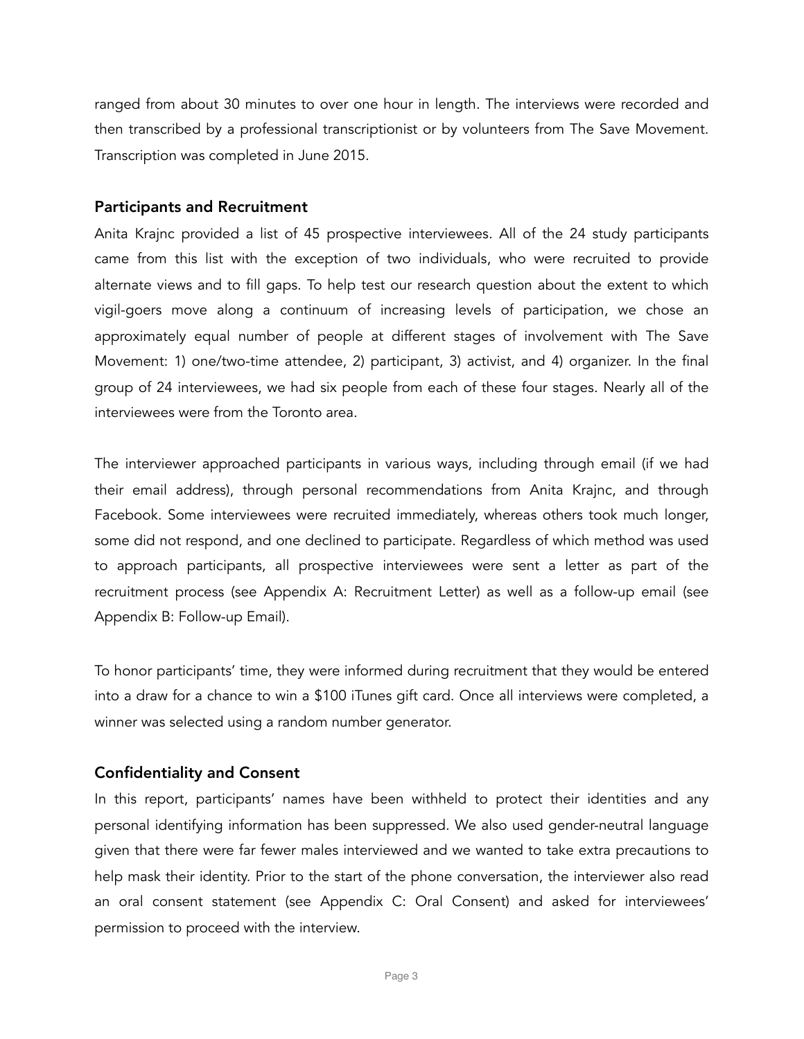ranged from about 30 minutes to over one hour in length. The interviews were recorded and then transcribed by a professional transcriptionist or by volunteers from The Save Movement. Transcription was completed in June 2015.

### Participants and Recruitment

Anita Krajnc provided a list of 45 prospective interviewees. All of the 24 study participants came from this list with the exception of two individuals, who were recruited to provide alternate views and to fill gaps. To help test our research question about the extent to which vigil-goers move along a continuum of increasing levels of participation, we chose an approximately equal number of people at different stages of involvement with The Save Movement: 1) one/two-time attendee, 2) participant, 3) activist, and 4) organizer. In the final group of 24 interviewees, we had six people from each of these four stages. Nearly all of the interviewees were from the Toronto area.

The interviewer approached participants in various ways, including through email (if we had their email address), through personal recommendations from Anita Krajnc, and through Facebook. Some interviewees were recruited immediately, whereas others took much longer, some did not respond, and one declined to participate. Regardless of which method was used to approach participants, all prospective interviewees were sent a letter as part of the recruitment process (see Appendix A: Recruitment Letter) as well as a follow-up email (see Appendix B: Follow-up Email).

To honor participants' time, they were informed during recruitment that they would be entered into a draw for a chance to win a $100 iTunes gift card. Once all interviews were completed, a winner was selected using a random number generator.

### Confidentiality and Consent

In this report, participants' names have been withheld to protect their identities and any personal identifying information has been suppressed. We also used gender-neutral language given that there were far fewer males interviewed and we wanted to take extra precautions to help mask their identity. Prior to the start of the phone conversation, the interviewer also read an oral consent statement (see Appendix C: Oral Consent) and asked for interviewees' permission to proceed with the interview.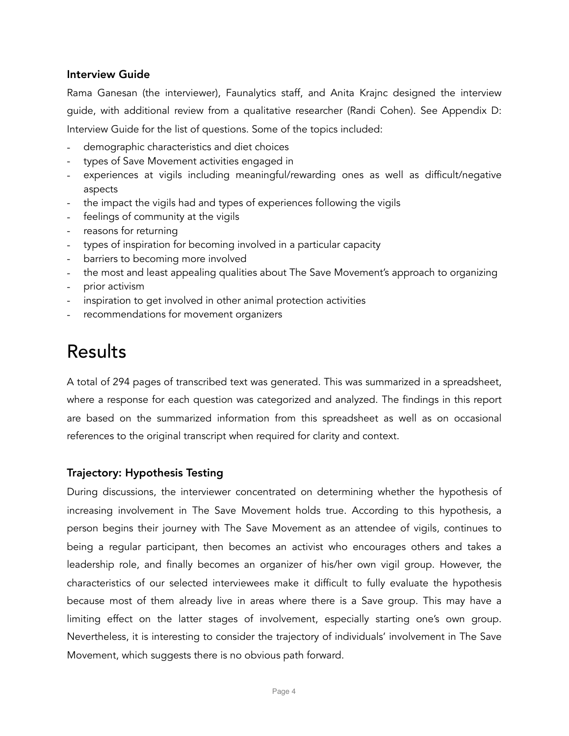### Interview Guide

Rama Ganesan (the interviewer), Faunalytics staff, and Anita Krajnc designed the interview guide, with additional review from a qualitative researcher (Randi Cohen). See Appendix D: Interview Guide for the list of questions. Some of the topics included:

- demographic characteristics and diet choices
- types of Save Movement activities engaged in
- experiences at vigils including meaningful/rewarding ones as well as difficult/negative aspects
- the impact the vigils had and types of experiences following the vigils
- feelings of community at the vigils
- reasons for returning
- types of inspiration for becoming involved in a particular capacity
- barriers to becoming more involved
- the most and least appealing qualities about The Save Movement's approach to organizing
- prior activism
- inspiration to get involved in other animal protection activities
- recommendations for movement organizers

# Results

A total of 294 pages of transcribed text was generated. This was summarized in a spreadsheet, where a response for each question was categorized and analyzed. The findings in this report are based on the summarized information from this spreadsheet as well as on occasional references to the original transcript when required for clarity and context.

### Trajectory: Hypothesis Testing

During discussions, the interviewer concentrated on determining whether the hypothesis of increasing involvement in The Save Movement holds true. According to this hypothesis, a person begins their journey with The Save Movement as an attendee of vigils, continues to being a regular participant, then becomes an activist who encourages others and takes a leadership role, and finally becomes an organizer of his/her own vigil group. However, the characteristics of our selected interviewees make it difficult to fully evaluate the hypothesis because most of them already live in areas where there is a Save group. This may have a limiting effect on the latter stages of involvement, especially starting one's own group. Nevertheless, it is interesting to consider the trajectory of individuals' involvement in The Save Movement, which suggests there is no obvious path forward.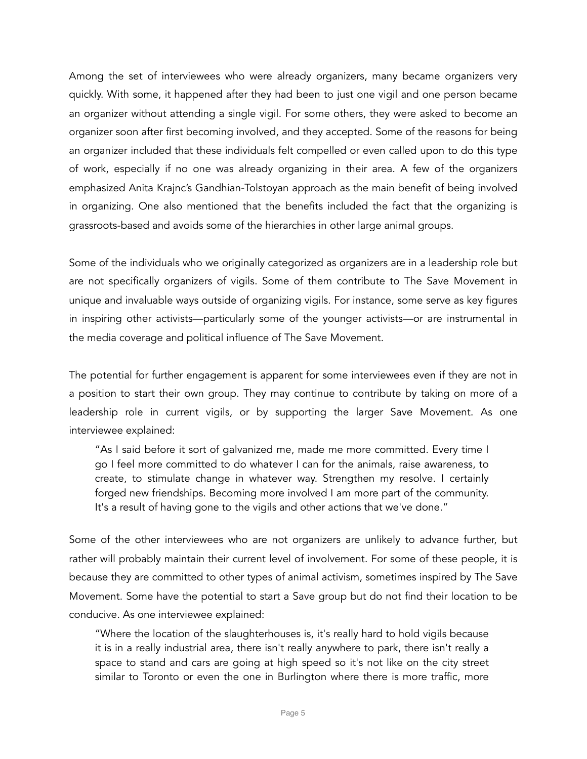Among the set of interviewees who were already organizers, many became organizers very quickly. With some, it happened after they had been to just one vigil and one person became an organizer without attending a single vigil. For some others, they were asked to become an organizer soon after first becoming involved, and they accepted. Some of the reasons for being an organizer included that these individuals felt compelled or even called upon to do this type of work, especially if no one was already organizing in their area. A few of the organizers emphasized Anita Krajnc's Gandhian-Tolstoyan approach as the main benefit of being involved in organizing. One also mentioned that the benefits included the fact that the organizing is grassroots-based and avoids some of the hierarchies in other large animal groups.

Some of the individuals who we originally categorized as organizers are in a leadership role but are not specifically organizers of vigils. Some of them contribute to The Save Movement in unique and invaluable ways outside of organizing vigils. For instance, some serve as key figures in inspiring other activists—particularly some of the younger activists—or are instrumental in the media coverage and political influence of The Save Movement.

The potential for further engagement is apparent for some interviewees even if they are not in a position to start their own group. They may continue to contribute by taking on more of a leadership role in current vigils, or by supporting the larger Save Movement. As one interviewee explained:

> "As I said before it sort of galvanized me, made me more committed. Every time I go I feel more committed to do whatever I can for the animals, raise awareness, to create, to stimulate change in whatever way. Strengthen my resolve. I certainly forged new friendships. Becoming more involved I am more part of the community. It's a result of having gone to the vigils and other actions that we've done."

Some of the other interviewees who are not organizers are unlikely to advance further, but rather will probably maintain their current level of involvement. For some of these people, it is because they are committed to other types of animal activism, sometimes inspired by The Save Movement. Some have the potential to start a Save group but do not find their location to be conducive. As one interviewee explained:

> "Where the location of the slaughterhouses is, it's really hard to hold vigils because it is in a really industrial area, there isn't really anywhere to park, there isn't really a space to stand and cars are going at high speed so it's not like on the city street similar to Toronto or even the one in Burlington where there is more traffic, more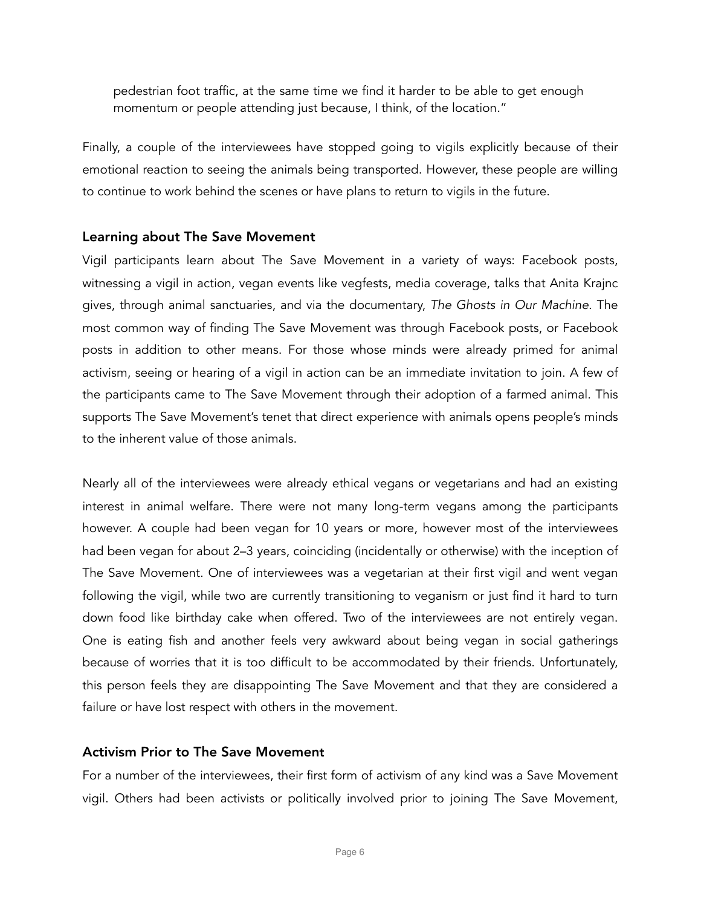> pedestrian foot traffic, at the same time we find it harder to be able to get enough momentum or people attending just because, I think, of the location."

Finally, a couple of the interviewees have stopped going to vigils explicitly because of their emotional reaction to seeing the animals being transported. However, these people are willing to continue to work behind the scenes or have plans to return to vigils in the future.

### Learning about The Save Movement

Vigil participants learn about The Save Movement in a variety of ways: Facebook posts, witnessing a vigil in action, vegan events like vegfests, media coverage, talks that Anita Krajnc gives, through animal sanctuaries, and via the documentary, *The Ghosts in Our Machine*. The most common way of finding The Save Movement was through Facebook posts, or Facebook posts in addition to other means. For those whose minds were already primed for animal activism, seeing or hearing of a vigil in action can be an immediate invitation to join. A few of the participants came to The Save Movement through their adoption of a farmed animal. This supports The Save Movement's tenet that direct experience with animals opens people's minds to the inherent value of those animals.

Nearly all of the interviewees were already ethical vegans or vegetarians and had an existing interest in animal welfare. There were not many long-term vegans among the participants however. A couple had been vegan for 10 years or more, however most of the interviewees had been vegan for about 2–3 years, coinciding (incidentally or otherwise) with the inception of The Save Movement. One of interviewees was a vegetarian at their first vigil and went vegan following the vigil, while two are currently transitioning to veganism or just find it hard to turn down food like birthday cake when offered. Two of the interviewees are not entirely vegan. One is eating fish and another feels very awkward about being vegan in social gatherings because of worries that it is too difficult to be accommodated by their friends. Unfortunately, this person feels they are disappointing The Save Movement and that they are considered a failure or have lost respect with others in the movement.

### Activism Prior to The Save Movement

For a number of the interviewees, their first form of activism of any kind was a Save Movement vigil. Others had been activists or politically involved prior to joining The Save Movement,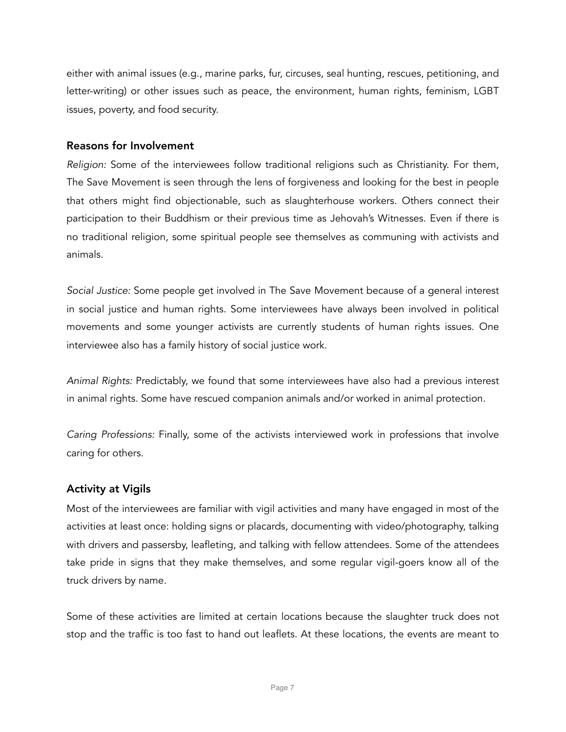either with animal issues (e.g., marine parks, fur, circuses, seal hunting, rescues, petitioning, and letter-writing) or other issues such as peace, the environment, human rights, feminism, LGBT issues, poverty, and food security.

### Reasons for Involvement

*Religion:* Some of the interviewees follow traditional religions such as Christianity. For them, The Save Movement is seen through the lens of forgiveness and looking for the best in people that others might find objectionable, such as slaughterhouse workers. Others connect their participation to their Buddhism or their previous time as Jehovah's Witnesses. Even if there is no traditional religion, some spiritual people see themselves as communing with activists and animals.

*Social Justice:* Some people get involved in The Save Movement because of a general interest in social justice and human rights. Some interviewees have always been involved in political movements and some younger activists are currently students of human rights issues. One interviewee also has a family history of social justice work.

*Animal Rights:* Predictably, we found that some interviewees have also had a previous interest in animal rights. Some have rescued companion animals and/or worked in animal protection.

*Caring Professions:* Finally, some of the activists interviewed work in professions that involve caring for others.

### Activity at Vigils

Most of the interviewees are familiar with vigil activities and many have engaged in most of the activities at least once: holding signs or placards, documenting with video/photography, talking with drivers and passersby, leafleting, and talking with fellow attendees. Some of the attendees take pride in signs that they make themselves, and some regular vigil-goers know all of the truck drivers by name.

Some of these activities are limited at certain locations because the slaughter truck does not stop and the traffic is too fast to hand out leaflets. At these locations, the events are meant to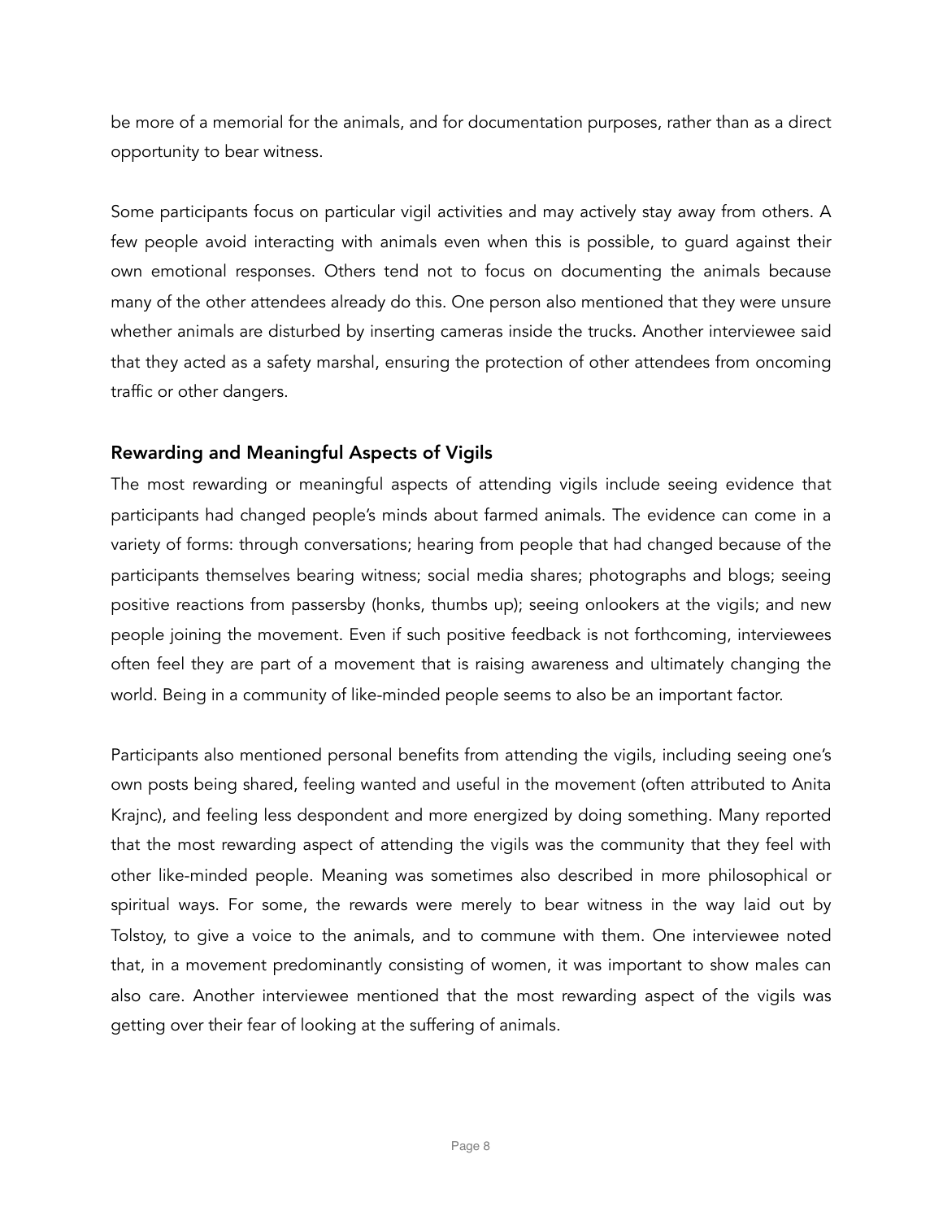be more of a memorial for the animals, and for documentation purposes, rather than as a direct opportunity to bear witness.

Some participants focus on particular vigil activities and may actively stay away from others. A few people avoid interacting with animals even when this is possible, to guard against their own emotional responses. Others tend not to focus on documenting the animals because many of the other attendees already do this. One person also mentioned that they were unsure whether animals are disturbed by inserting cameras inside the trucks. Another interviewee said that they acted as a safety marshal, ensuring the protection of other attendees from oncoming traffic or other dangers.

### Rewarding and Meaningful Aspects of Vigils

The most rewarding or meaningful aspects of attending vigils include seeing evidence that participants had changed people's minds about farmed animals. The evidence can come in a variety of forms: through conversations; hearing from people that had changed because of the participants themselves bearing witness; social media shares; photographs and blogs; seeing positive reactions from passersby (honks, thumbs up); seeing onlookers at the vigils; and new people joining the movement. Even if such positive feedback is not forthcoming, interviewees often feel they are part of a movement that is raising awareness and ultimately changing the world. Being in a community of like-minded people seems to also be an important factor.

Participants also mentioned personal benefits from attending the vigils, including seeing one's own posts being shared, feeling wanted and useful in the movement (often attributed to Anita Krajnc), and feeling less despondent and more energized by doing something. Many reported that the most rewarding aspect of attending the vigils was the community that they feel with other like-minded people. Meaning was sometimes also described in more philosophical or spiritual ways. For some, the rewards were merely to bear witness in the way laid out by Tolstoy, to give a voice to the animals, and to commune with them. One interviewee noted that, in a movement predominantly consisting of women, it was important to show males can also care. Another interviewee mentioned that the most rewarding aspect of the vigils was getting over their fear of looking at the suffering of animals.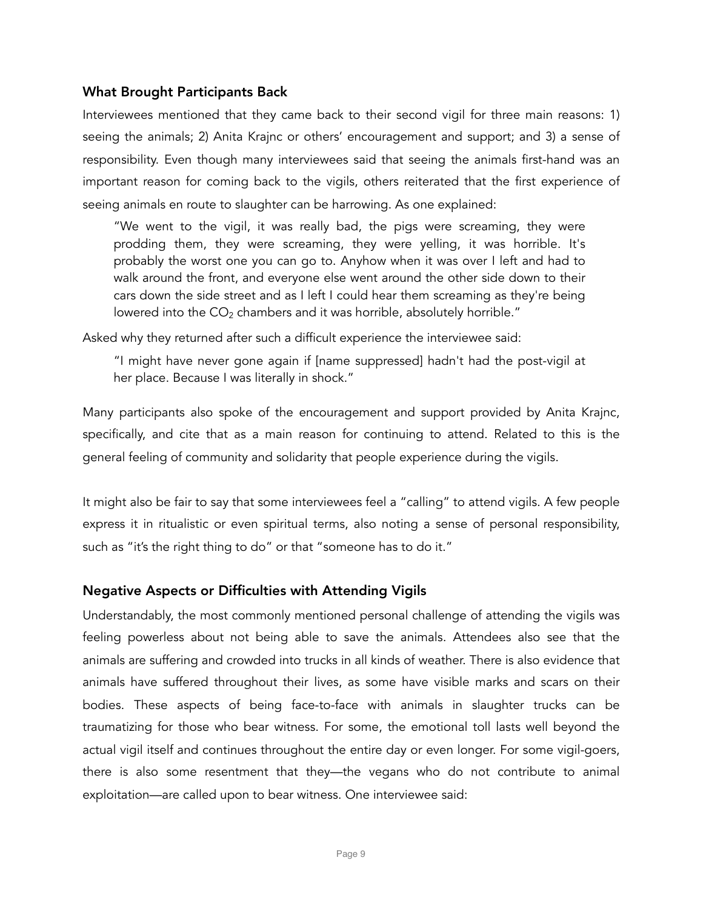### What Brought Participants Back

Interviewees mentioned that they came back to their second vigil for three main reasons: 1) seeing the animals; 2) Anita Krajnc or others' encouragement and support; and 3) a sense of responsibility. Even though many interviewees said that seeing the animals first-hand was an important reason for coming back to the vigils, others reiterated that the first experience of seeing animals en route to slaughter can be harrowing. As one explained:

> "We went to the vigil, it was really bad, the pigs were screaming, they were prodding them, they were screaming, they were yelling, it was horrible. It's probably the worst one you can go to. Anyhow when it was over I left and had to walk around the front, and everyone else went around the other side down to their cars down the side street and as I left I could hear them screaming as they're being lowered into the $CO_2$ chambers and it was horrible, absolutely horrible."

Asked why they returned after such a difficult experience the interviewee said:

> "I might have never gone again if [name suppressed] hadn't had the post-vigil at her place. Because I was literally in shock."

Many participants also spoke of the encouragement and support provided by Anita Krajnc, specifically, and cite that as a main reason for continuing to attend. Related to this is the general feeling of community and solidarity that people experience during the vigils.

It might also be fair to say that some interviewees feel a "calling" to attend vigils. A few people express it in ritualistic or even spiritual terms, also noting a sense of personal responsibility, such as "it's the right thing to do" or that "someone has to do it."

### Negative Aspects or Difficulties with Attending Vigils

Understandably, the most commonly mentioned personal challenge of attending the vigils was feeling powerless about not being able to save the animals. Attendees also see that the animals are suffering and crowded into trucks in all kinds of weather. There is also evidence that animals have suffered throughout their lives, as some have visible marks and scars on their bodies. These aspects of being face-to-face with animals in slaughter trucks can be traumatizing for those who bear witness. For some, the emotional toll lasts well beyond the actual vigil itself and continues throughout the entire day or even longer. For some vigil-goers, there is also some resentment that they—the vegans who do not contribute to animal exploitation—are called upon to bear witness. One interviewee said: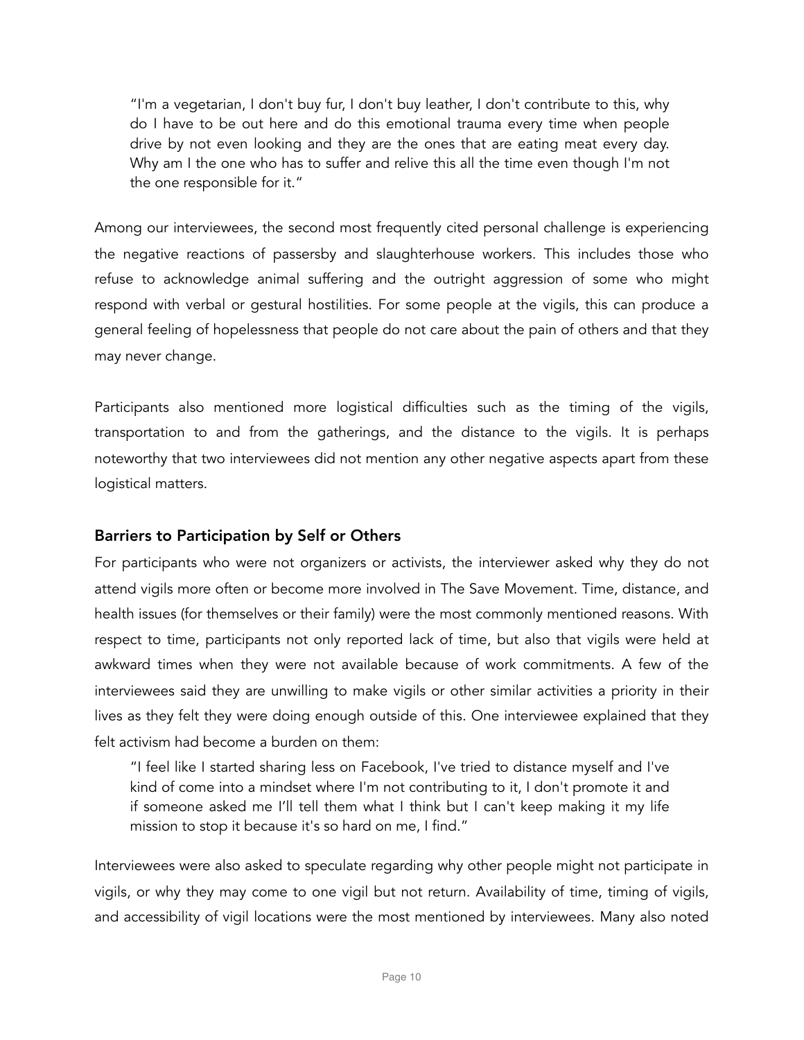> "I'm a vegetarian, I don't buy fur, I don't buy leather, I don't contribute to this, why do I have to be out here and do this emotional trauma every time when people drive by not even looking and they are the ones that are eating meat every day. Why am I the one who has to suffer and relive this all the time even though I'm not the one responsible for it."

Among our interviewees, the second most frequently cited personal challenge is experiencing the negative reactions of passersby and slaughterhouse workers. This includes those who refuse to acknowledge animal suffering and the outright aggression of some who might respond with verbal or gestural hostilities. For some people at the vigils, this can produce a general feeling of hopelessness that people do not care about the pain of others and that they may never change.

Participants also mentioned more logistical difficulties such as the timing of the vigils, transportation to and from the gatherings, and the distance to the vigils. It is perhaps noteworthy that two interviewees did not mention any other negative aspects apart from these logistical matters.

### Barriers to Participation by Self or Others

For participants who were not organizers or activists, the interviewer asked why they do not attend vigils more often or become more involved in The Save Movement. Time, distance, and health issues (for themselves or their family) were the most commonly mentioned reasons. With respect to time, participants not only reported lack of time, but also that vigils were held at awkward times when they were not available because of work commitments. A few of the interviewees said they are unwilling to make vigils or other similar activities a priority in their lives as they felt they were doing enough outside of this. One interviewee explained that they felt activism had become a burden on them:

> "I feel like I started sharing less on Facebook, I've tried to distance myself and I've kind of come into a mindset where I'm not contributing to it, I don't promote it and if someone asked me I'll tell them what I think but I can't keep making it my life mission to stop it because it's so hard on me, I find."

Interviewees were also asked to speculate regarding why other people might not participate in vigils, or why they may come to one vigil but not return. Availability of time, timing of vigils, and accessibility of vigil locations were the most mentioned by interviewees. Many also noted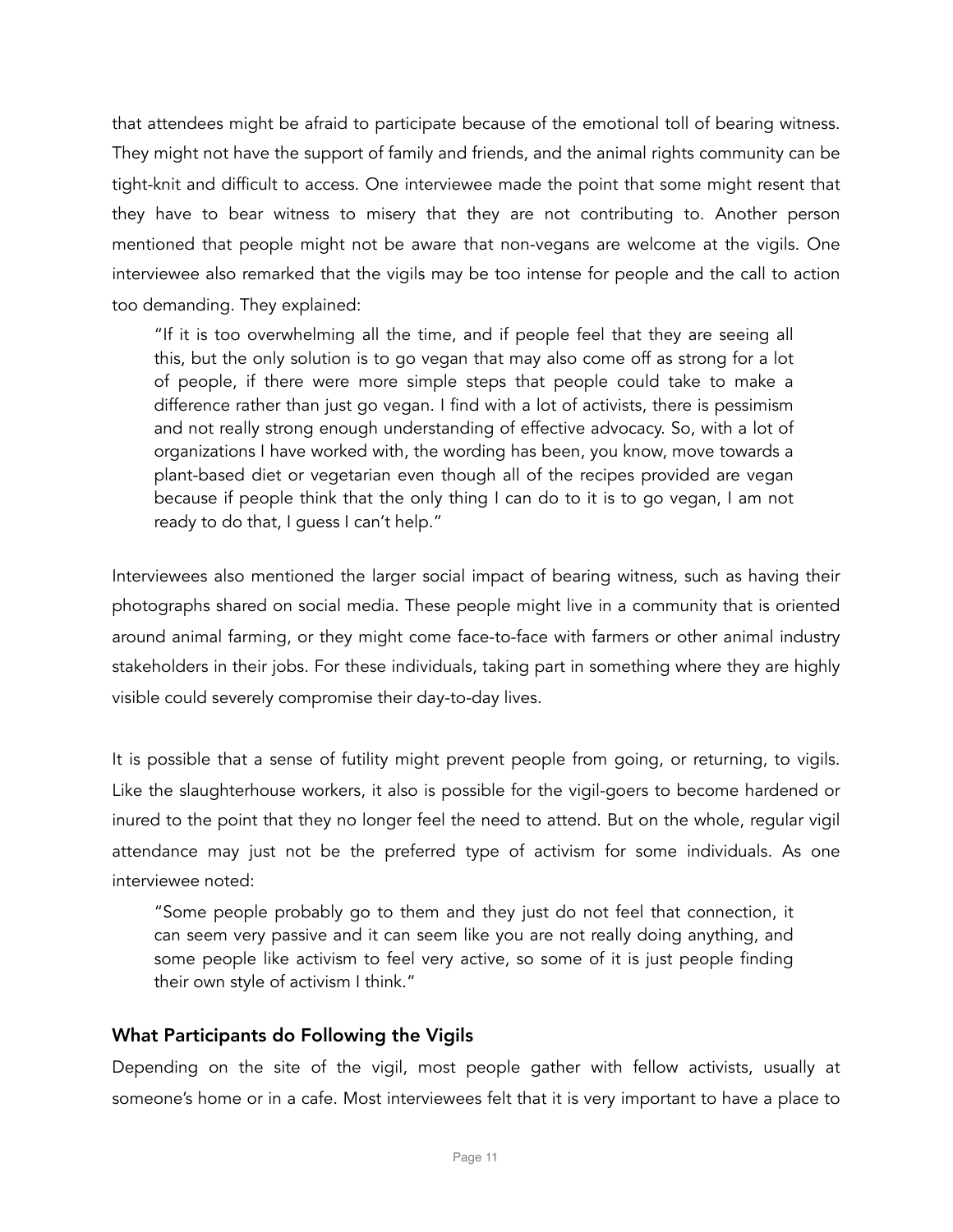that attendees might be afraid to participate because of the emotional toll of bearing witness. They might not have the support of family and friends, and the animal rights community can be tight-knit and difficult to access. One interviewee made the point that some might resent that they have to bear witness to misery that they are not contributing to. Another person mentioned that people might not be aware that non-vegans are welcome at the vigils. One interviewee also remarked that the vigils may be too intense for people and the call to action too demanding. They explained:

> "If it is too overwhelming all the time, and if people feel that they are seeing all this, but the only solution is to go vegan that may also come off as strong for a lot of people, if there were more simple steps that people could take to make a difference rather than just go vegan. I find with a lot of activists, there is pessimism and not really strong enough understanding of effective advocacy. So, with a lot of organizations I have worked with, the wording has been, you know, move towards a plant-based diet or vegetarian even though all of the recipes provided are vegan because if people think that the only thing I can do to it is to go vegan, I am not ready to do that, I guess I can't help."

Interviewees also mentioned the larger social impact of bearing witness, such as having their photographs shared on social media. These people might live in a community that is oriented around animal farming, or they might come face-to-face with farmers or other animal industry stakeholders in their jobs. For these individuals, taking part in something where they are highly visible could severely compromise their day-to-day lives.

It is possible that a sense of futility might prevent people from going, or returning, to vigils. Like the slaughterhouse workers, it also is possible for the vigil-goers to become hardened or inured to the point that they no longer feel the need to attend. But on the whole, regular vigil attendance may just not be the preferred type of activism for some individuals. As one interviewee noted:

> "Some people probably go to them and they just do not feel that connection, it can seem very passive and it can seem like you are not really doing anything, and some people like activism to feel very active, so some of it is just people finding their own style of activism I think."

### What Participants do Following the Vigils

Depending on the site of the vigil, most people gather with fellow activists, usually at someone's home or in a cafe. Most interviewees felt that it is very important to have a place to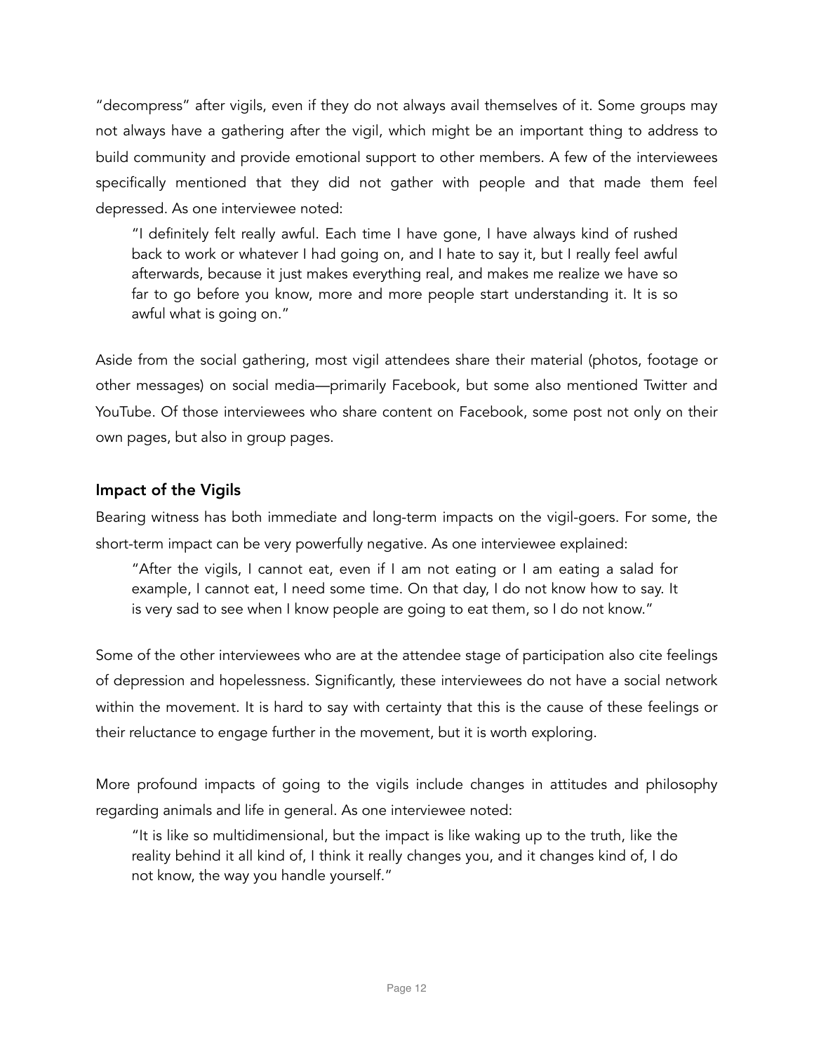"decompress" after vigils, even if they do not always avail themselves of it. Some groups may not always have a gathering after the vigil, which might be an important thing to address to build community and provide emotional support to other members. A few of the interviewees specifically mentioned that they did not gather with people and that made them feel depressed. As one interviewee noted:

> "I definitely felt really awful. Each time I have gone, I have always kind of rushed back to work or whatever I had going on, and I hate to say it, but I really feel awful afterwards, because it just makes everything real, and makes me realize we have so far to go before you know, more and more people start understanding it. It is so awful what is going on."

Aside from the social gathering, most vigil attendees share their material (photos, footage or other messages) on social media—primarily Facebook, but some also mentioned Twitter and YouTube. Of those interviewees who share content on Facebook, some post not only on their own pages, but also in group pages.

### Impact of the Vigils

Bearing witness has both immediate and long-term impacts on the vigil-goers. For some, the short-term impact can be very powerfully negative. As one interviewee explained:

> "After the vigils, I cannot eat, even if I am not eating or I am eating a salad for example, I cannot eat, I need some time. On that day, I do not know how to say. It is very sad to see when I know people are going to eat them, so I do not know."

Some of the other interviewees who are at the attendee stage of participation also cite feelings of depression and hopelessness. Significantly, these interviewees do not have a social network within the movement. It is hard to say with certainty that this is the cause of these feelings or their reluctance to engage further in the movement, but it is worth exploring.

More profound impacts of going to the vigils include changes in attitudes and philosophy regarding animals and life in general. As one interviewee noted:

> "It is like so multidimensional, but the impact is like waking up to the truth, like the reality behind it all kind of, I think it really changes you, and it changes kind of, I do not know, the way you handle yourself."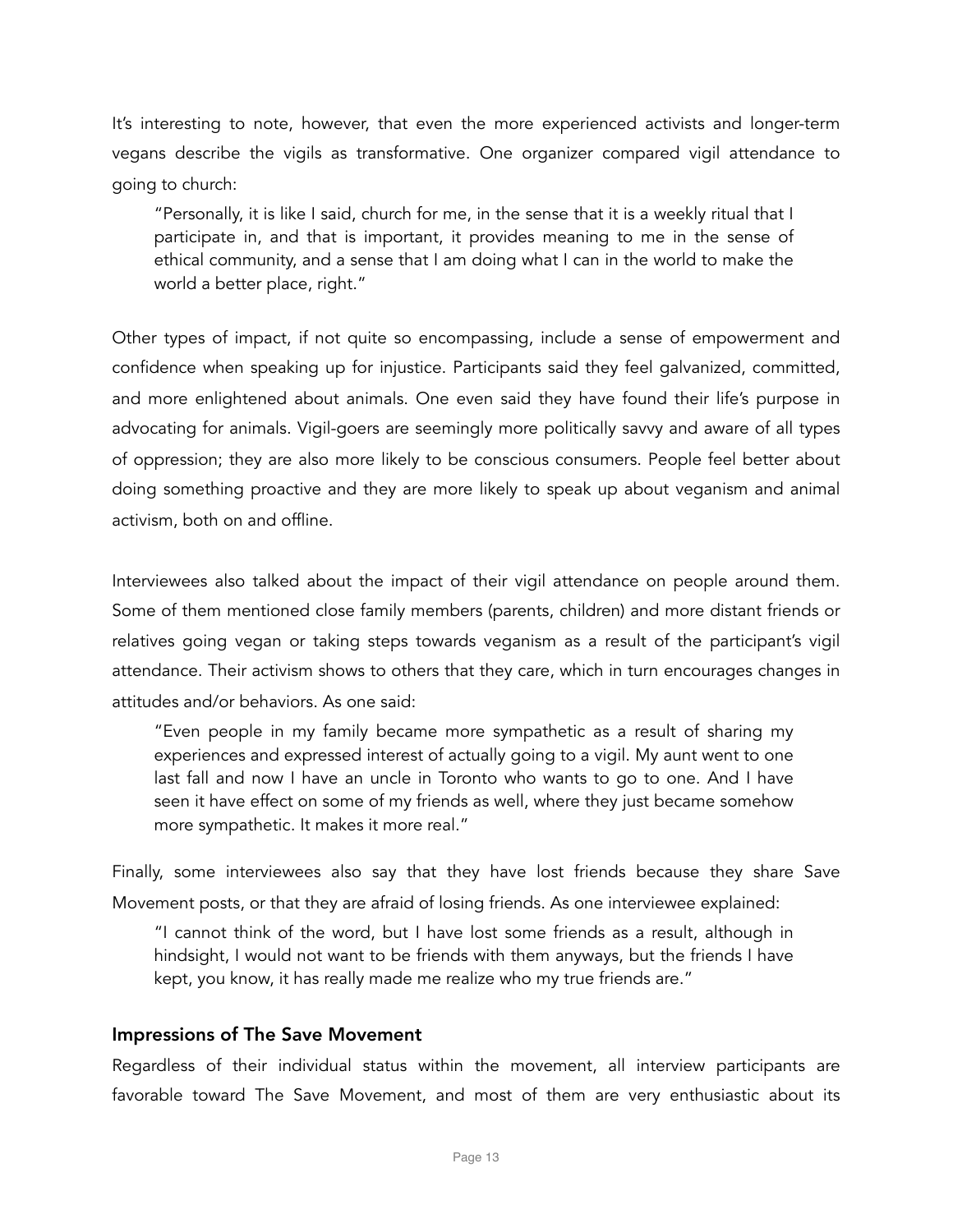It's interesting to note, however, that even the more experienced activists and longer-term vegans describe the vigils as transformative. One organizer compared vigil attendance to going to church:

> "Personally, it is like I said, church for me, in the sense that it is a weekly ritual that I participate in, and that is important, it provides meaning to me in the sense of ethical community, and a sense that I am doing what I can in the world to make the world a better place, right."

Other types of impact, if not quite so encompassing, include a sense of empowerment and confidence when speaking up for injustice. Participants said they feel galvanized, committed, and more enlightened about animals. One even said they have found their life's purpose in advocating for animals. Vigil-goers are seemingly more politically savvy and aware of all types of oppression; they are also more likely to be conscious consumers. People feel better about doing something proactive and they are more likely to speak up about veganism and animal activism, both on and offline.

Interviewees also talked about the impact of their vigil attendance on people around them. Some of them mentioned close family members (parents, children) and more distant friends or relatives going vegan or taking steps towards veganism as a result of the participant's vigil attendance. Their activism shows to others that they care, which in turn encourages changes in attitudes and/or behaviors. As one said:

> "Even people in my family became more sympathetic as a result of sharing my experiences and expressed interest of actually going to a vigil. My aunt went to one last fall and now I have an uncle in Toronto who wants to go to one. And I have seen it have effect on some of my friends as well, where they just became somehow more sympathetic. It makes it more real."

Finally, some interviewees also say that they have lost friends because they share Save Movement posts, or that they are afraid of losing friends. As one interviewee explained:

> "I cannot think of the word, but I have lost some friends as a result, although in hindsight, I would not want to be friends with them anyways, but the friends I have kept, you know, it has really made me realize who my true friends are."

### Impressions of The Save Movement

Regardless of their individual status within the movement, all interview participants are favorable toward The Save Movement, and most of them are very enthusiastic about its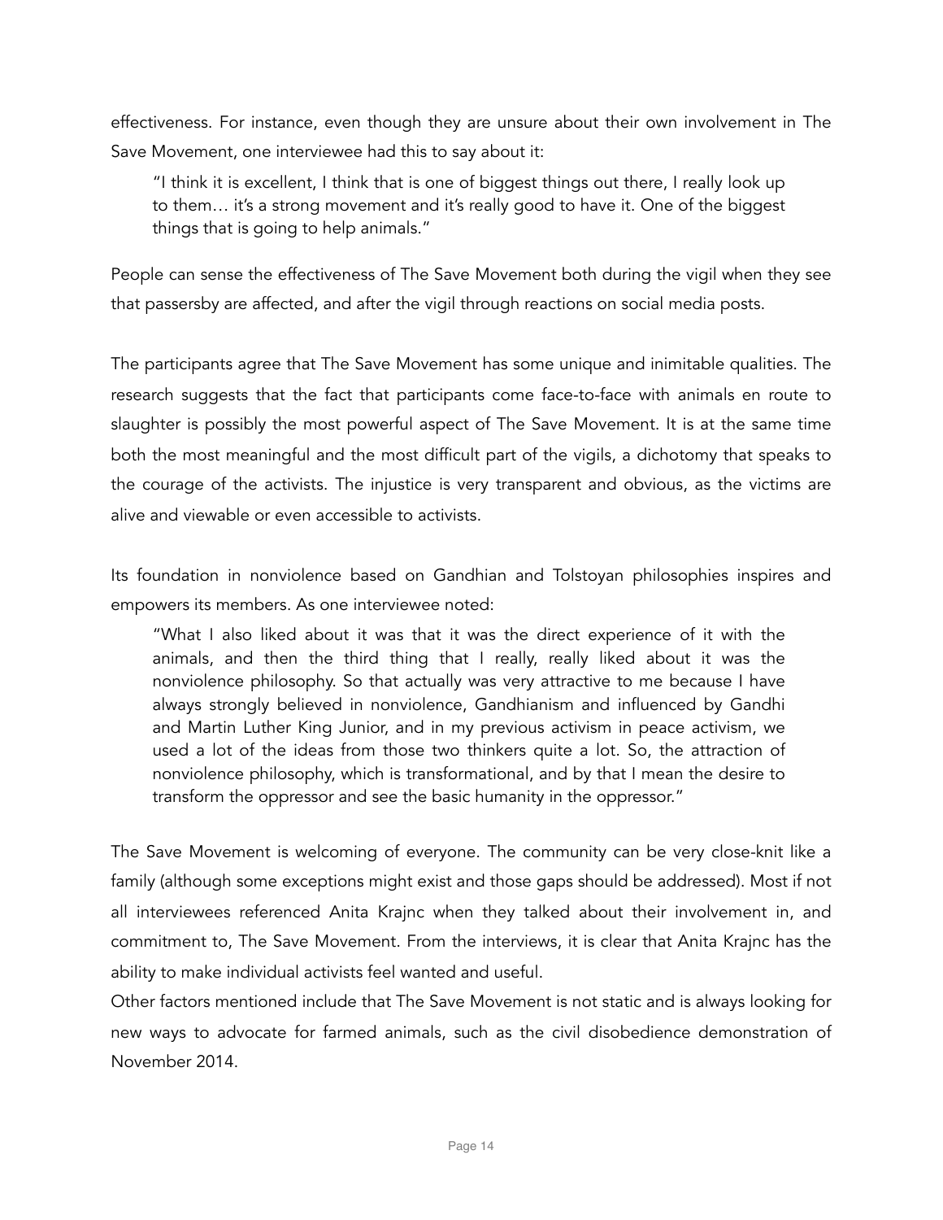effectiveness. For instance, even though they are unsure about their own involvement in The Save Movement, one interviewee had this to say about it:

> "I think it is excellent, I think that is one of biggest things out there, I really look up to them… it's a strong movement and it's really good to have it. One of the biggest things that is going to help animals."

People can sense the effectiveness of The Save Movement both during the vigil when they see that passersby are affected, and after the vigil through reactions on social media posts.

The participants agree that The Save Movement has some unique and inimitable qualities. The research suggests that the fact that participants come face-to-face with animals en route to slaughter is possibly the most powerful aspect of The Save Movement. It is at the same time both the most meaningful and the most difficult part of the vigils, a dichotomy that speaks to the courage of the activists. The injustice is very transparent and obvious, as the victims are alive and viewable or even accessible to activists.

Its foundation in nonviolence based on Gandhian and Tolstoyan philosophies inspires and empowers its members. As one interviewee noted:

> "What I also liked about it was that it was the direct experience of it with the animals, and then the third thing that I really, really liked about it was the nonviolence philosophy. So that actually was very attractive to me because I have always strongly believed in nonviolence, Gandhianism and influenced by Gandhi and Martin Luther King Junior, and in my previous activism in peace activism, we used a lot of the ideas from those two thinkers quite a lot. So, the attraction of nonviolence philosophy, which is transformational, and by that I mean the desire to transform the oppressor and see the basic humanity in the oppressor."

The Save Movement is welcoming of everyone. The community can be very close-knit like a family (although some exceptions might exist and those gaps should be addressed). Most if not all interviewees referenced Anita Krajnc when they talked about their involvement in, and commitment to, The Save Movement. From the interviews, it is clear that Anita Krajnc has the ability to make individual activists feel wanted and useful.

Other factors mentioned include that The Save Movement is not static and is always looking for new ways to advocate for farmed animals, such as the civil disobedience demonstration of November 2014.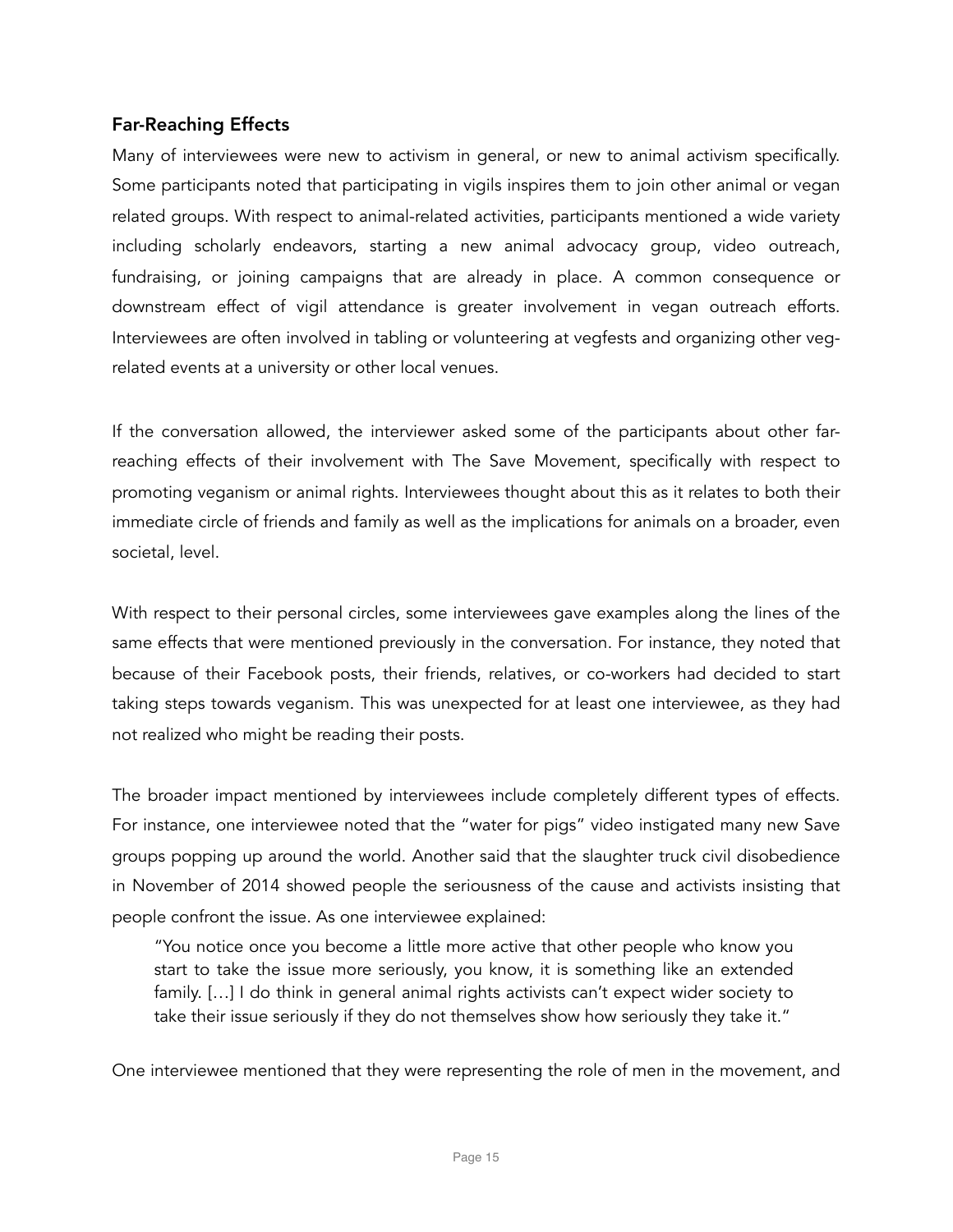### Far-Reaching Effects

Many of interviewees were new to activism in general, or new to animal activism specifically. Some participants noted that participating in vigils inspires them to join other animal or vegan related groups. With respect to animal-related activities, participants mentioned a wide variety including scholarly endeavors, starting a new animal advocacy group, video outreach, fundraising, or joining campaigns that are already in place. A common consequence or downstream effect of vigil attendance is greater involvement in vegan outreach efforts. Interviewees are often involved in tabling or volunteering at vegfests and organizing other veg-related events at a university or other local venues.

If the conversation allowed, the interviewer asked some of the participants about other far-reaching effects of their involvement with The Save Movement, specifically with respect to promoting veganism or animal rights. Interviewees thought about this as it relates to both their immediate circle of friends and family as well as the implications for animals on a broader, even societal, level.

With respect to their personal circles, some interviewees gave examples along the lines of the same effects that were mentioned previously in the conversation. For instance, they noted that because of their Facebook posts, their friends, relatives, or co-workers had decided to start taking steps towards veganism. This was unexpected for at least one interviewee, as they had not realized who might be reading their posts.

The broader impact mentioned by interviewees include completely different types of effects. For instance, one interviewee noted that the "water for pigs" video instigated many new Save groups popping up around the world. Another said that the slaughter truck civil disobedience in November of 2014 showed people the seriousness of the cause and activists insisting that people confront the issue. As one interviewee explained:

> "You notice once you become a little more active that other people who know you start to take the issue more seriously, you know, it is something like an extended family. […] I do think in general animal rights activists can't expect wider society to take their issue seriously if they do not themselves show how seriously they take it."

One interviewee mentioned that they were representing the role of men in the movement, and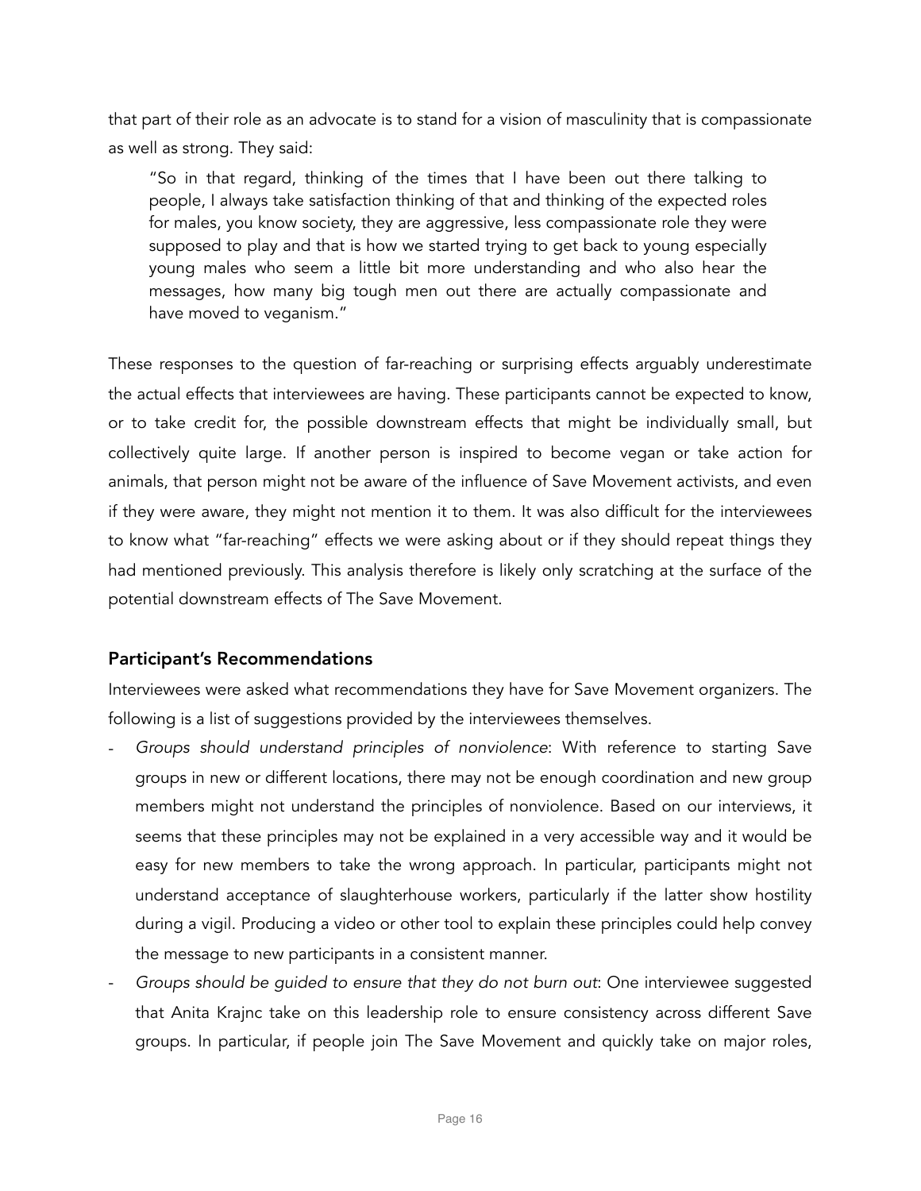that part of their role as an advocate is to stand for a vision of masculinity that is compassionate as well as strong. They said:

> "So in that regard, thinking of the times that I have been out there talking to people, I always take satisfaction thinking of that and thinking of the expected roles for males, you know society, they are aggressive, less compassionate role they were supposed to play and that is how we started trying to get back to young especially young males who seem a little bit more understanding and who also hear the messages, how many big tough men out there are actually compassionate and have moved to veganism."

These responses to the question of far-reaching or surprising effects arguably underestimate the actual effects that interviewees are having. These participants cannot be expected to know, or to take credit for, the possible downstream effects that might be individually small, but collectively quite large. If another person is inspired to become vegan or take action for animals, that person might not be aware of the influence of Save Movement activists, and even if they were aware, they might not mention it to them. It was also difficult for the interviewees to know what "far-reaching" effects we were asking about or if they should repeat things they had mentioned previously. This analysis therefore is likely only scratching at the surface of the potential downstream effects of The Save Movement.

### Participant's Recommendations

Interviewees were asked what recommendations they have for Save Movement organizers. The following is a list of suggestions provided by the interviewees themselves.

- *Groups should understand principles of nonviolence*: With reference to starting Save groups in new or different locations, there may not be enough coordination and new group members might not understand the principles of nonviolence. Based on our interviews, it seems that these principles may not be explained in a very accessible way and it would be easy for new members to take the wrong approach. In particular, participants might not understand acceptance of slaughterhouse workers, particularly if the latter show hostility during a vigil. Producing a video or other tool to explain these principles could help convey the message to new participants in a consistent manner.
- *Groups should be guided to ensure that they do not burn out*: One interviewee suggested that Anita Krajnc take on this leadership role to ensure consistency across different Save groups. In particular, if people join The Save Movement and quickly take on major roles,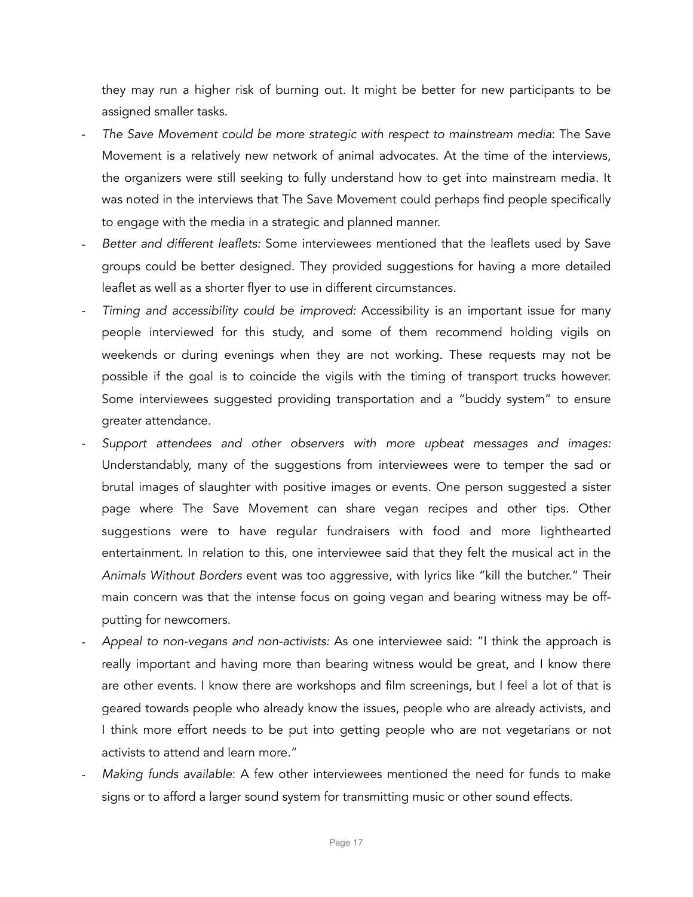they may run a higher risk of burning out. It might be better for new participants to be assigned smaller tasks.

- *The Save Movement could be more strategic with respect to mainstream media*: The Save Movement is a relatively new network of animal advocates. At the time of the interviews, the organizers were still seeking to fully understand how to get into mainstream media. It was noted in the interviews that The Save Movement could perhaps find people specifically to engage with the media in a strategic and planned manner.
- *Better and different leaflets:* Some interviewees mentioned that the leaflets used by Save groups could be better designed. They provided suggestions for having a more detailed leaflet as well as a shorter flyer to use in different circumstances.
- *Timing and accessibility could be improved:* Accessibility is an important issue for many people interviewed for this study, and some of them recommend holding vigils on weekends or during evenings when they are not working. These requests may not be possible if the goal is to coincide the vigils with the timing of transport trucks however. Some interviewees suggested providing transportation and a "buddy system" to ensure greater attendance.
- *Support attendees and other observers with more upbeat messages and images:* Understandably, many of the suggestions from interviewees were to temper the sad or brutal images of slaughter with positive images or events. One person suggested a sister page where The Save Movement can share vegan recipes and other tips. Other suggestions were to have regular fundraisers with food and more lighthearted entertainment. In relation to this, one interviewee said that they felt the musical act in the *Animals Without Borders* event was too aggressive, with lyrics like "kill the butcher." Their main concern was that the intense focus on going vegan and bearing witness may be off-putting for newcomers.
- *Appeal to non-vegans and non-activists:* As one interviewee said: "I think the approach is really important and having more than bearing witness would be great, and I know there are other events. I know there are workshops and film screenings, but I feel a lot of that is geared towards people who already know the issues, people who are already activists, and I think more effort needs to be put into getting people who are not vegetarians or not activists to attend and learn more."
- *Making funds available*: A few other interviewees mentioned the need for funds to make signs or to afford a larger sound system for transmitting music or other sound effects.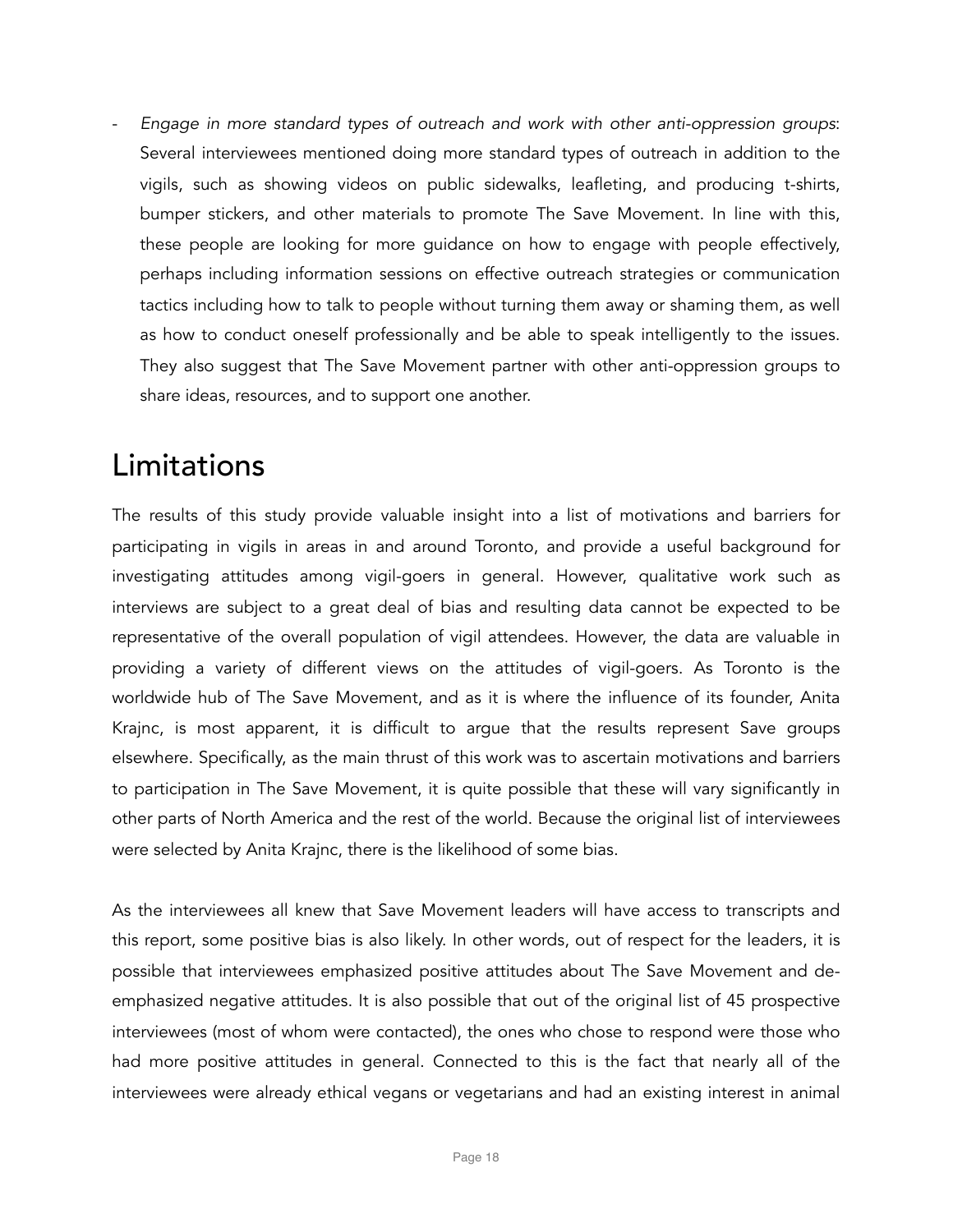- *Engage in more standard types of outreach and work with other anti-oppression groups*: Several interviewees mentioned doing more standard types of outreach in addition to the vigils, such as showing videos on public sidewalks, leafleting, and producing t-shirts, bumper stickers, and other materials to promote The Save Movement. In line with this, these people are looking for more guidance on how to engage with people effectively, perhaps including information sessions on effective outreach strategies or communication tactics including how to talk to people without turning them away or shaming them, as well as how to conduct oneself professionally and be able to speak intelligently to the issues. They also suggest that The Save Movement partner with other anti-oppression groups to share ideas, resources, and to support one another.

# Limitations

The results of this study provide valuable insight into a list of motivations and barriers for participating in vigils in areas in and around Toronto, and provide a useful background for investigating attitudes among vigil-goers in general. However, qualitative work such as interviews are subject to a great deal of bias and resulting data cannot be expected to be representative of the overall population of vigil attendees. However, the data are valuable in providing a variety of different views on the attitudes of vigil-goers. As Toronto is the worldwide hub of The Save Movement, and as it is where the influence of its founder, Anita Krajnc, is most apparent, it is difficult to argue that the results represent Save groups elsewhere. Specifically, as the main thrust of this work was to ascertain motivations and barriers to participation in The Save Movement, it is quite possible that these will vary significantly in other parts of North America and the rest of the world. Because the original list of interviewees were selected by Anita Krajnc, there is the likelihood of some bias.

As the interviewees all knew that Save Movement leaders will have access to transcripts and this report, some positive bias is also likely. In other words, out of respect for the leaders, it is possible that interviewees emphasized positive attitudes about The Save Movement and de-emphasized negative attitudes. It is also possible that out of the original list of 45 prospective interviewees (most of whom were contacted), the ones who chose to respond were those who had more positive attitudes in general. Connected to this is the fact that nearly all of the interviewees were already ethical vegans or vegetarians and had an existing interest in animal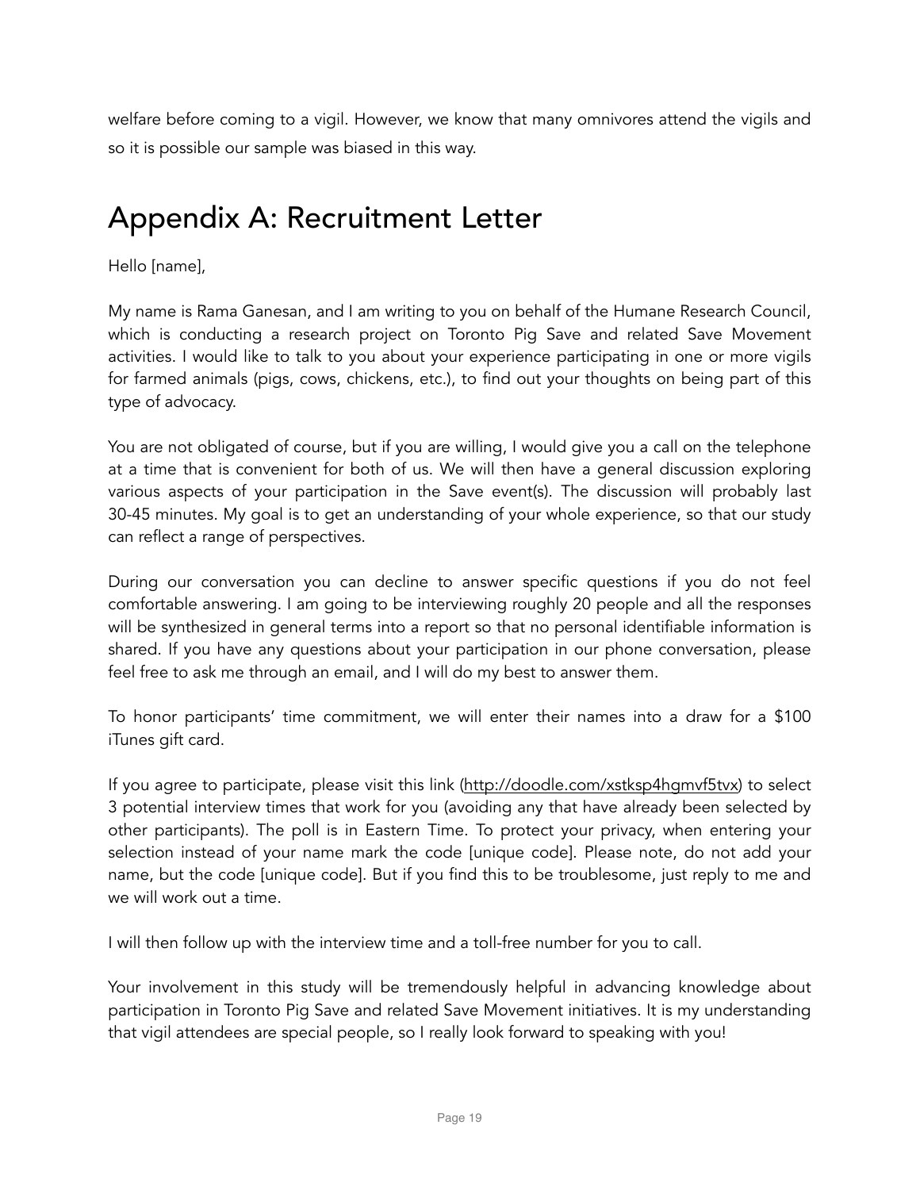welfare before coming to a vigil. However, we know that many omnivores attend the vigils and so it is possible our sample was biased in this way.

# Appendix A: Recruitment Letter

Hello [name],

My name is Rama Ganesan, and I am writing to you on behalf of the Humane Research Council, which is conducting a research project on Toronto Pig Save and related Save Movement activities. I would like to talk to you about your experience participating in one or more vigils for farmed animals (pigs, cows, chickens, etc.), to find out your thoughts on being part of this type of advocacy.

You are not obligated of course, but if you are willing, I would give you a call on the telephone at a time that is convenient for both of us. We will then have a general discussion exploring various aspects of your participation in the Save event(s). The discussion will probably last 30-45 minutes. My goal is to get an understanding of your whole experience, so that our study can reflect a range of perspectives.

During our conversation you can decline to answer specific questions if you do not feel comfortable answering. I am going to be interviewing roughly 20 people and all the responses will be synthesized in general terms into a report so that no personal identifiable information is shared. If you have any questions about your participation in our phone conversation, please feel free to ask me through an email, and I will do my best to answer them.

To honor participants' time commitment, we will enter their names into a draw for a $100 iTunes gift card.

If you agree to participate, please visit this link (http://doodle.com/xstksp4hgmvf5tvx) to select 3 potential interview times that work for you (avoiding any that have already been selected by other participants). The poll is in Eastern Time. To protect your privacy, when entering your selection instead of your name mark the code [unique code]. Please note, do not add your name, but the code [unique code]. But if you find this to be troublesome, just reply to me and we will work out a time.

I will then follow up with the interview time and a toll-free number for you to call.

Your involvement in this study will be tremendously helpful in advancing knowledge about participation in Toronto Pig Save and related Save Movement initiatives. It is my understanding that vigil attendees are special people, so I really look forward to speaking with you!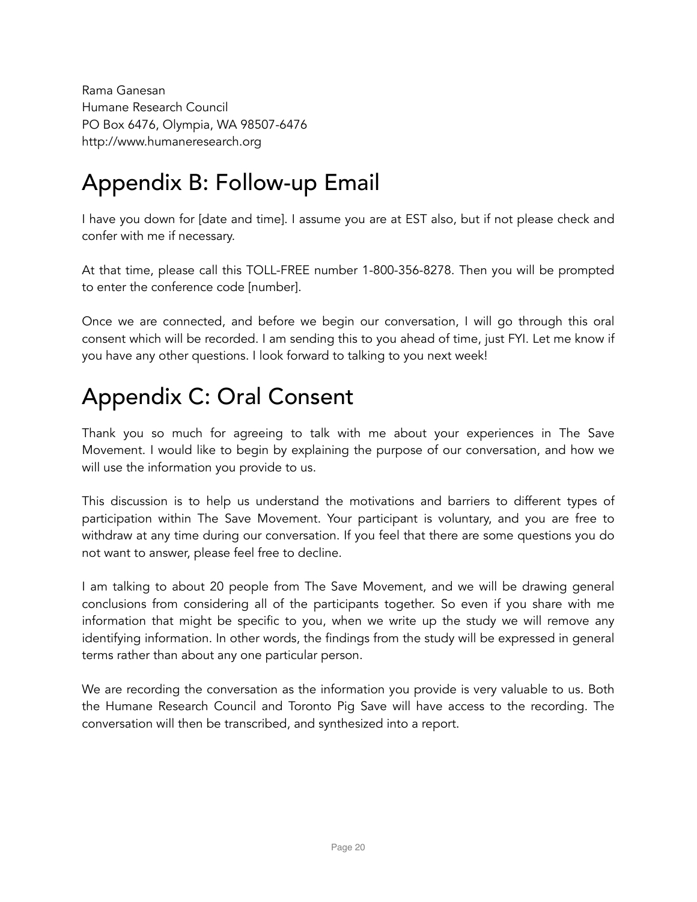Rama Ganesan  
Humane Research Council  
PO Box 6476, Olympia, WA 98507-6476  
http://www.humaneresearch.org

# Appendix B: Follow-up Email

I have you down for [date and time]. I assume you are at EST also, but if not please check and confer with me if necessary.

At that time, please call this TOLL-FREE number 1-800-356-8278. Then you will be prompted to enter the conference code [number].

Once we are connected, and before we begin our conversation, I will go through this oral consent which will be recorded. I am sending this to you ahead of time, just FYI. Let me know if you have any other questions. I look forward to talking to you next week!

# Appendix C: Oral Consent

Thank you so much for agreeing to talk with me about your experiences in The Save Movement. I would like to begin by explaining the purpose of our conversation, and how we will use the information you provide to us.

This discussion is to help us understand the motivations and barriers to different types of participation within The Save Movement. Your participant is voluntary, and you are free to withdraw at any time during our conversation. If you feel that there are some questions you do not want to answer, please feel free to decline.

I am talking to about 20 people from The Save Movement, and we will be drawing general conclusions from considering all of the participants together. So even if you share with me information that might be specific to you, when we write up the study we will remove any identifying information. In other words, the findings from the study will be expressed in general terms rather than about any one particular person.

We are recording the conversation as the information you provide is very valuable to us. Both the Humane Research Council and Toronto Pig Save will have access to the recording. The conversation will then be transcribed, and synthesized into a report.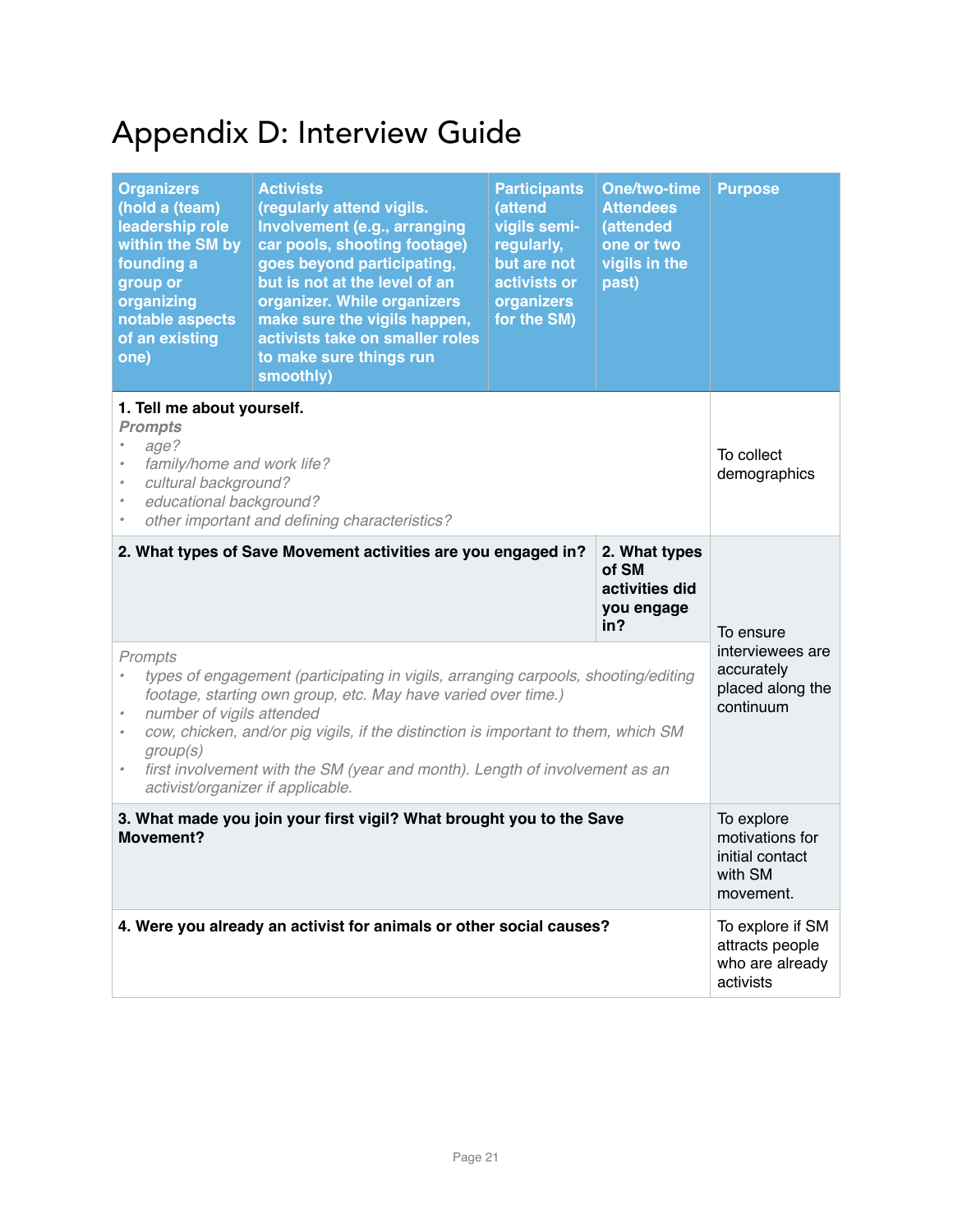# Appendix D: Interview Guide

| Organizers (hold a (team) leadership role within the SM by founding a group or organizing notable aspects of an existing one) | Activists (regularly attend vigils. Involvement (e.g., arranging car pools, shooting footage) goes beyond participating, but is not at the level of an organizer. While organizers make sure the vigils happen, activists take on smaller roles to make sure things run smoothly) | Participants (attend vigils semi-regularly, but are not activists or organizers for the SM) | One/two-time Attendees (attended one or two vigils in the past) | Purpose |
|---|---|---|---|---|
| **1. Tell me about yourself.** *Prompts* • *age?* • *family/home and work life?* • *cultural background?* • *educational background?* • *other important and defining characteristics?* | | | | To collect demographics |
| **2. What types of Save Movement activities are you engaged in?** | | | **2. What types of SM activities did you engage in?** | To ensure interviewees are accurately placed along the continuum |
| *Prompts* • *types of engagement (participating in vigils, arranging carpools, shooting/editing footage, starting own group, etc. May have varied over time.)* • *number of vigils attended* • *cow, chicken, and/or pig vigils, if the distinction is important to them, which SM group(s)* • *first involvement with the SM (year and month). Length of involvement as an activist/organizer if applicable.* | | | | |
| **3. What made you join your first vigil? What brought you to the Save Movement?** | | | | To explore motivations for initial contact with SM movement. |
| **4. Were you already an activist for animals or other social causes?** | | | | To explore if SM attracts people who are already activists |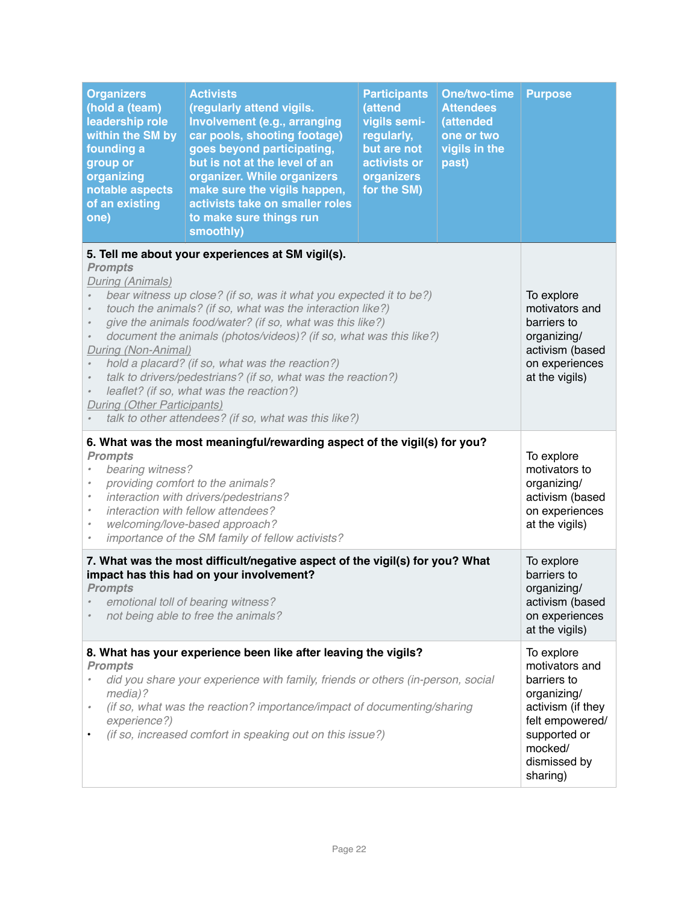| Organizers (hold a (team) leadership role within the SM by founding a group or organizing notable aspects of an existing one) | Activists (regularly attend vigils. Involvement (e.g., arranging car pools, shooting footage) goes beyond participating, but is not at the level of an organizer. While organizers make sure the vigils happen, activists take on smaller roles to make sure things run smoothly) | Participants (attend vigils semi-regularly, but are not activists or organizers for the SM) | One/two-time Attendees (attended one or two vigils in the past) | Purpose |
|---|---|---|---|---|
| **5. Tell me about your experiences at SM vigil(s).**<br>***Prompts***<br>*During (Animals)*<br>• *bear witness up close? (if so, was it what you expected it to be?)*<br>• *touch the animals? (if so, what was the interaction like?)*<br>• *give the animals food/water? (if so, what was this like?)*<br>• *document the animals (photos/videos)? (if so, what was this like?)*<br>*During (Non-Animal)*<br>• *hold a placard? (if so, what was the reaction?)*<br>• *talk to drivers/pedestrians? (if so, what was the reaction?)*<br>• *leaflet? (if so, what was the reaction?)*<br>*During (Other Participants)*<br>• *talk to other attendees? (if so, what was this like?)* | | | | To explore motivators and barriers to organizing/ activism (based on experiences at the vigils) |
| **6. What was the most meaningful/rewarding aspect of the vigil(s) for you?**<br>***Prompts***<br>• *bearing witness?*<br>• *providing comfort to the animals?*<br>• *interaction with drivers/pedestrians?*<br>• *interaction with fellow attendees?*<br>• *welcoming/love-based approach?*<br>• *importance of the SM family of fellow activists?* | | | | To explore motivators to organizing/ activism (based on experiences at the vigils) |
| **7. What was the most difficult/negative aspect of the vigil(s) for you? What impact has this had on your involvement?**<br>***Prompts***<br>• *emotional toll of bearing witness?*<br>• *not being able to free the animals?* | | | | To explore barriers to organizing/ activism (based on experiences at the vigils) |
| **8. What has your experience been like after leaving the vigils?**<br>***Prompts***<br>• *did you share your experience with family, friends or others (in-person, social media)?*<br>• *(if so, what was the reaction? importance/impact of documenting/sharing experience?)*<br>• *(if so, increased comfort in speaking out on this issue?)* | | | | To explore motivators and barriers to organizing/ activism (if they felt empowered/ supported or mocked/ dismissed by sharing) |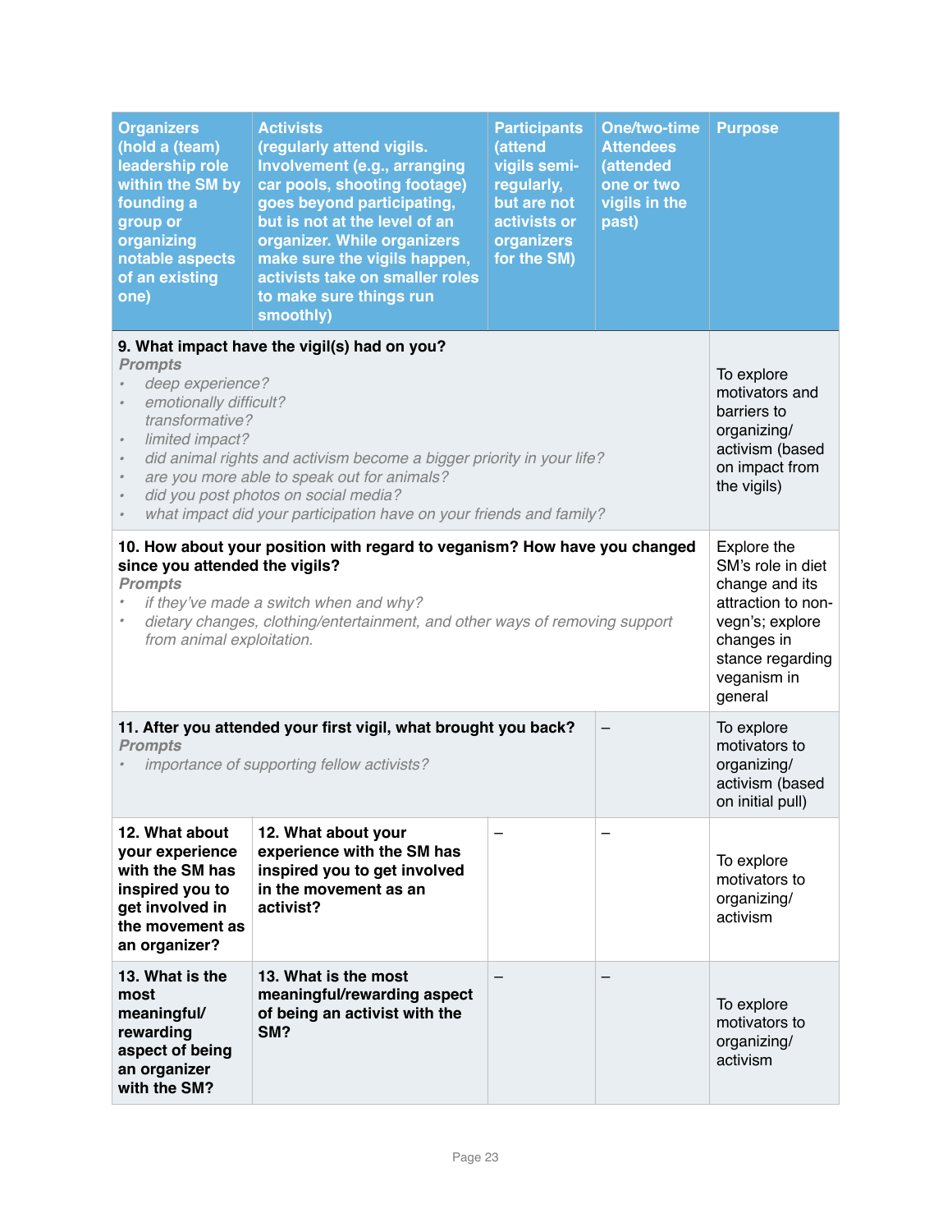| Organizers (hold a (team) leadership role within the SM by founding a group or organizing notable aspects of an existing one) | Activists (regularly attend vigils. Involvement (e.g., arranging car pools, shooting footage) goes beyond participating, but is not at the level of an organizer. While organizers make sure the vigils happen, activists take on smaller roles to make sure things run smoothly) | Participants (attend vigils semi-regularly, but are not activists or organizers for the SM) | One/two-time Attendees (attended one or two vigils in the past) | Purpose |
|---|---|---|---|---|
| **9. What impact have the vigil(s) had on you?**<br>***Prompts***<br>• *deep experience?*<br>• *emotionally difficult? transformative?*<br>• *limited impact?*<br>• *did animal rights and activism become a bigger priority in your life?*<br>• *are you more able to speak out for animals?*<br>• *did you post photos on social media?*<br>• *what impact did your participation have on your friends and family?* | | | | To explore motivators and barriers to organizing/ activism (based on impact from the vigils) |
| **10. How about your position with regard to veganism? How have you changed since you attended the vigils?**<br>***Prompts***<br>• *if they've made a switch when and why?*<br>• *dietary changes, clothing/entertainment, and other ways of removing support from animal exploitation.* | | | | Explore the SM's role in diet change and its attraction to non-vegn's; explore changes in stance regarding veganism in general |
| **11. After you attended your first vigil, what brought you back?**<br>***Prompts***<br>• *importance of supporting fellow activists?* | | | – | To explore motivators to organizing/ activism (based on initial pull) |
| **12. What about your experience with the SM has inspired you to get involved in the movement as an organizer?** | **12. What about your experience with the SM has inspired you to get involved in the movement as an activist?** | – | – | To explore motivators to organizing/ activism |
| **13. What is the most meaningful/ rewarding aspect of being an organizer with the SM?** | **13. What is the most meaningful/rewarding aspect of being an activist with the SM?** | – | – | To explore motivators to organizing/ activism |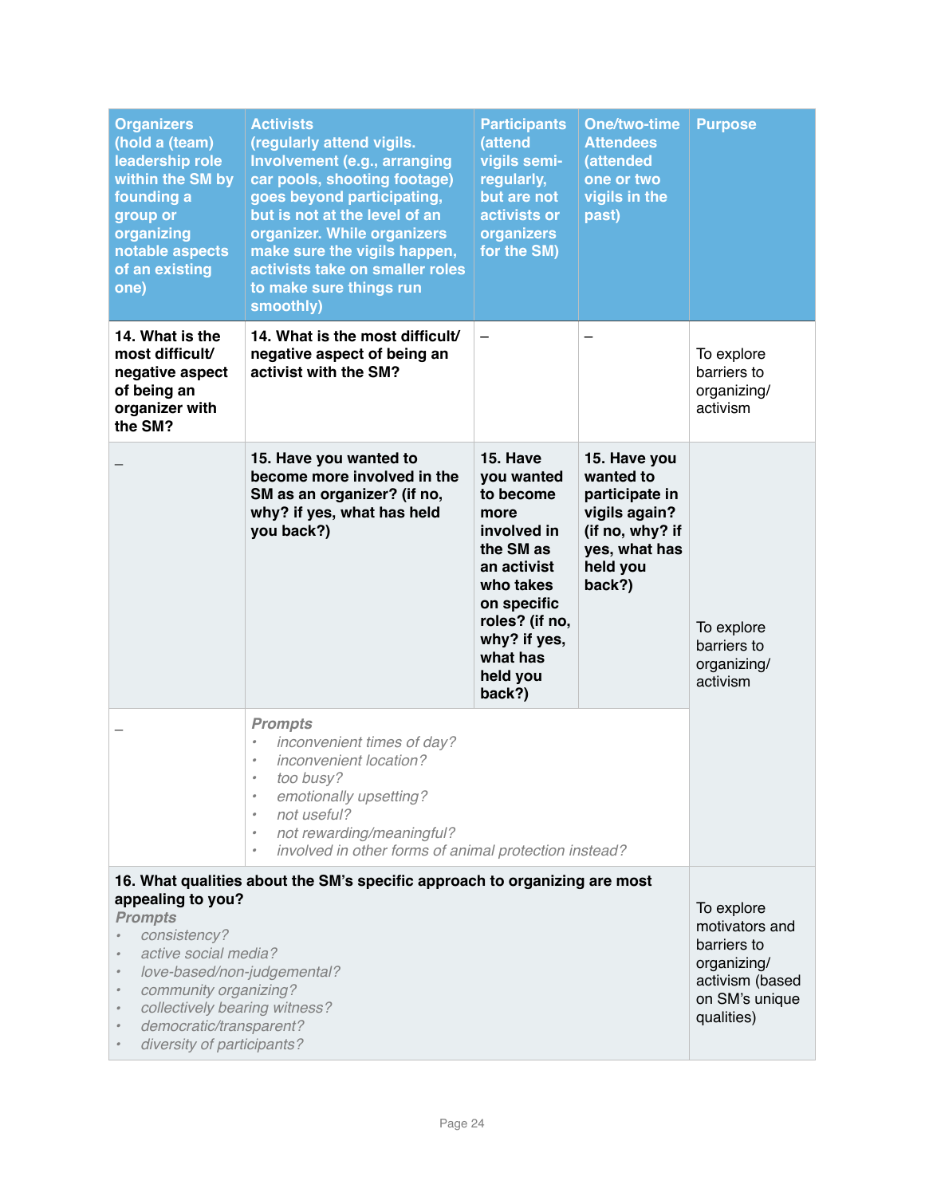| Organizers (hold a (team) leadership role within the SM by founding a group or organizing notable aspects of an existing one) | Activists (regularly attend vigils. Involvement (e.g., arranging car pools, shooting footage) goes beyond participating, but is not at the level of an organizer. While organizers make sure the vigils happen, activists take on smaller roles to make sure things run smoothly) | Participants (attend vigils semi-regularly, but are not activists or organizers for the SM) | One/two-time Attendees (attended one or two vigils in the past) | Purpose |
|---|---|---|---|---|
| **14. What is the most difficult/ negative aspect of being an organizer with the SM?** | **14. What is the most difficult/ negative aspect of being an activist with the SM?** | – | – | To explore barriers to organizing/ activism |
| – | **15. Have you wanted to become more involved in the SM as an organizer? (if no, why? if yes, what has held you back?)** | **15. Have you wanted to become more involved in the SM as an activist who takes on specific roles? (if no, why? if yes, what has held you back?)** | **15. Have you wanted to participate in vigils again? (if no, why? if yes, what has held you back?)** | To explore barriers to organizing/ activism |
| – | ***Prompts***<br>• *inconvenient times of day?*<br>• *inconvenient location?*<br>• *too busy?*<br>• *emotionally upsetting?*<br>• *not useful?*<br>• *not rewarding/meaningful?*<br>• *involved in other forms of animal protection instead?* | | | |
| **16. What qualities about the SM's specific approach to organizing are most appealing to you?**<br>***Prompts***<br>• *consistency?*<br>• *active social media?*<br>• *love-based/non-judgemental?*<br>• *community organizing?*<br>• *collectively bearing witness?*<br>• *democratic/transparent?*<br>• *diversity of participants?* | | | | To explore motivators and barriers to organizing/ activism (based on SM's unique qualities) |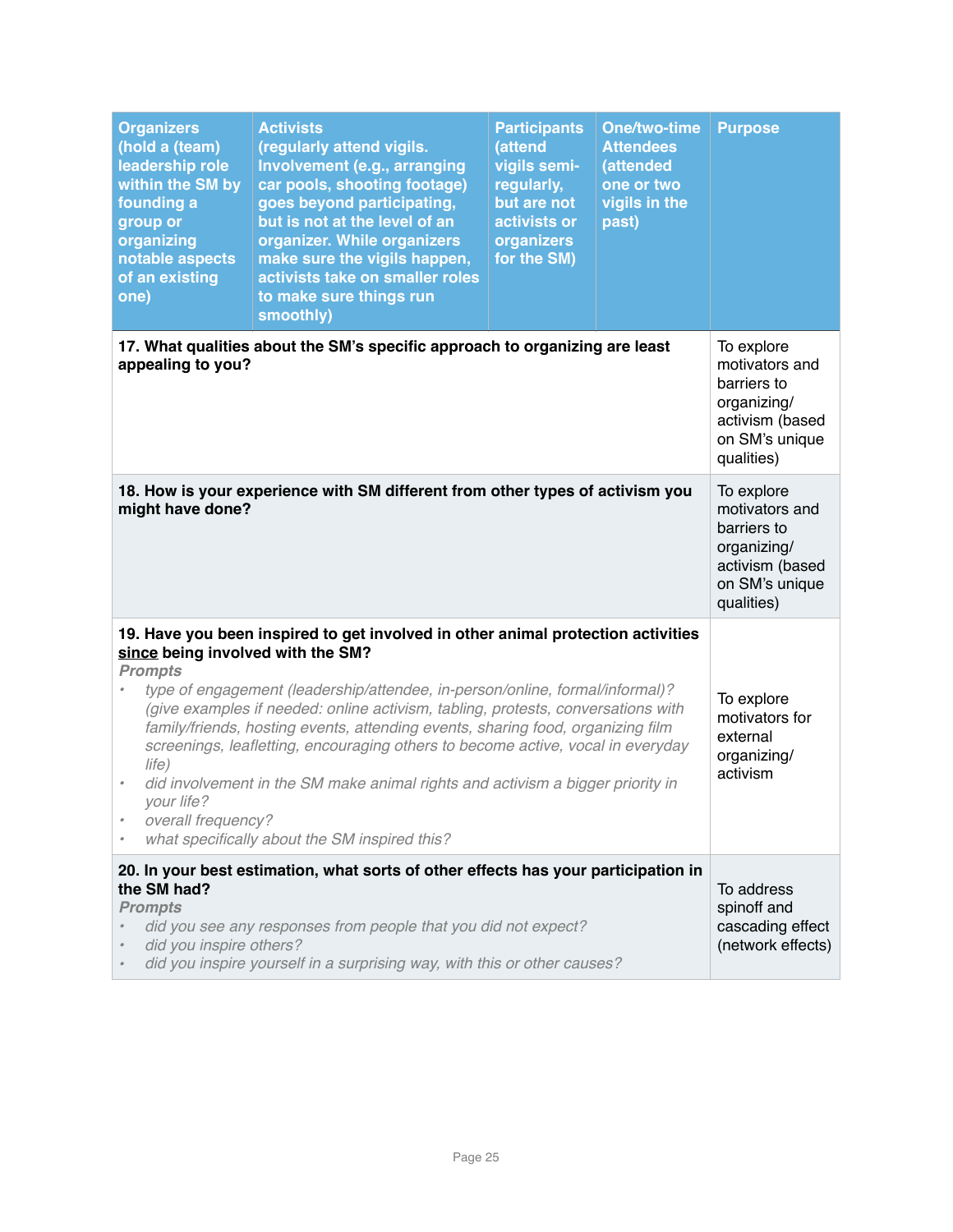| Organizers (hold a (team) leadership role within the SM by founding a group or organizing notable aspects of an existing one) | Activists (regularly attend vigils. Involvement (e.g., arranging car pools, shooting footage) goes beyond participating, but is not at the level of an organizer. While organizers make sure the vigils happen, activists take on smaller roles to make sure things run smoothly) | Participants (attend vigils semi-regularly, but are not activists or organizers for the SM) | One/two-time Attendees (attended one or two vigils in the past) | Purpose |
|---|---|---|---|---|
| **17. What qualities about the SM's specific approach to organizing are least appealing to you?** | | | | To explore motivators and barriers to organizing/ activism (based on SM's unique qualities) |
| **18. How is your experience with SM different from other types of activism you might have done?** | | | | To explore motivators and barriers to organizing/ activism (based on SM's unique qualities) |
| **19. Have you been inspired to get involved in other animal protection activities <u>since</u> being involved with the SM?**<br>***Prompts***<br>• *type of engagement (leadership/attendee, in-person/online, formal/informal)? (give examples if needed: online activism, tabling, protests, conversations with family/friends, hosting events, attending events, sharing food, organizing film screenings, leafletting, encouraging others to become active, vocal in everyday life)*<br>• *did involvement in the SM make animal rights and activism a bigger priority in your life?*<br>• *overall frequency?*<br>• *what specifically about the SM inspired this?* | | | | To explore motivators for external organizing/ activism |
| **20. In your best estimation, what sorts of other effects has your participation in the SM had?**<br>***Prompts***<br>• *did you see any responses from people that you did not expect?*<br>• *did you inspire others?*<br>• *did you inspire yourself in a surprising way, with this or other causes?* | | | | To address spinoff and cascading effect (network effects) |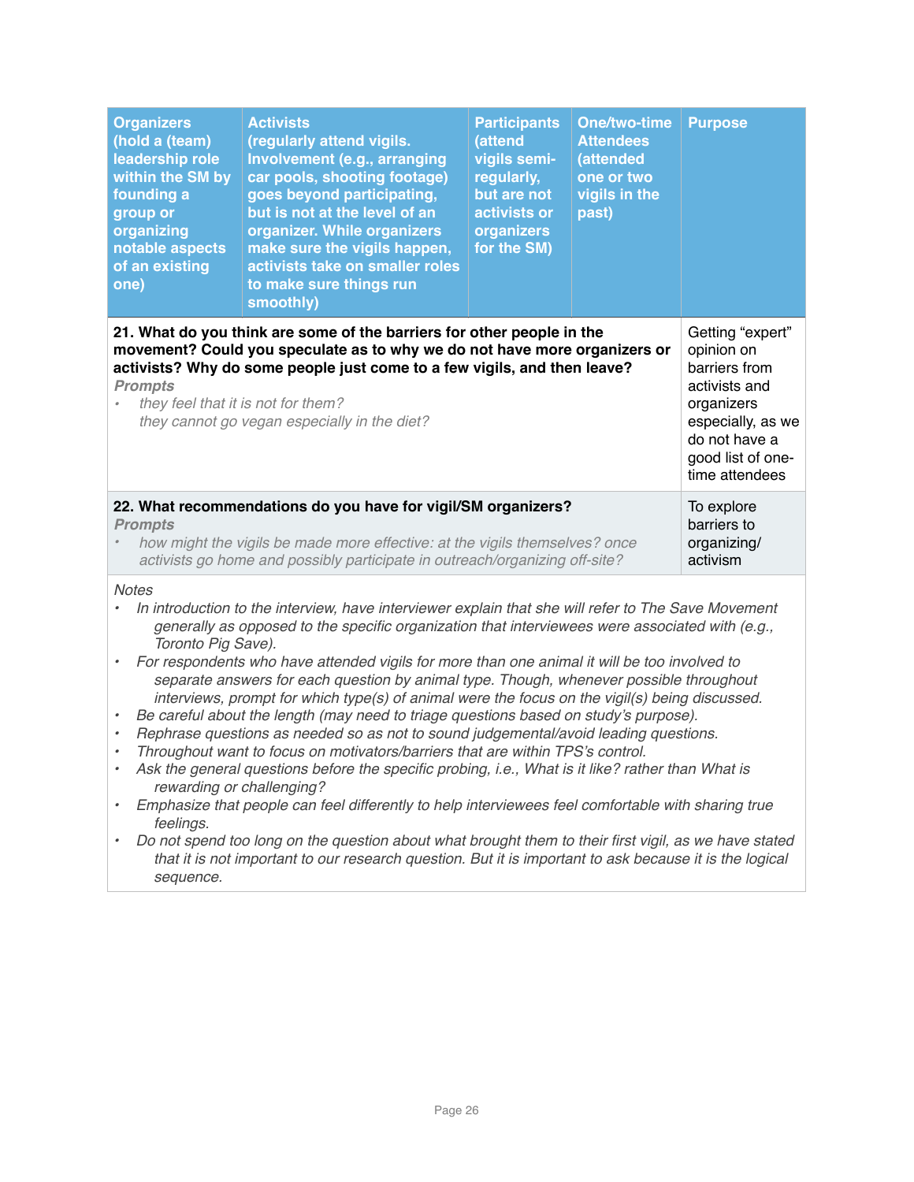| Organizers (hold a (team) leadership role within the SM by founding a group or organizing notable aspects of an existing one) | Activists (regularly attend vigils. Involvement (e.g., arranging car pools, shooting footage) goes beyond participating, but is not at the level of an organizer. While organizers make sure the vigils happen, activists take on smaller roles to make sure things run smoothly) | Participants (attend vigils semi-regularly, but are not activists or organizers for the SM) | One/two-time Attendees (attended one or two vigils in the past) | Purpose |
|---|---|---|---|---|
| **21. What do you think are some of the barriers for other people in the movement? Could you speculate as to why we do not have more organizers or activists? Why do some people just come to a few vigils, and then leave?**<br>***Prompts***<br>• *they feel that it is not for them?*<br>*they cannot go vegan especially in the diet?* | | | | Getting "expert" opinion on barriers from activists and organizers especially, as we do not have a good list of one-time attendees |
| **22. What recommendations do you have for vigil/SM organizers?**<br>***Prompts***<br>• *how might the vigils be made more effective: at the vigils themselves? once activists go home and possibly participate in outreach/organizing off-site?* | | | | To explore barriers to organizing/ activism |

*Notes*

- *In introduction to the interview, have interviewer explain that she will refer to The Save Movement generally as opposed to the specific organization that interviewees were associated with (e.g., Toronto Pig Save).*
- *For respondents who have attended vigils for more than one animal it will be too involved to separate answers for each question by animal type. Though, whenever possible throughout interviews, prompt for which type(s) of animal were the focus on the vigil(s) being discussed.*
- *Be careful about the length (may need to triage questions based on study's purpose).*
- *Rephrase questions as needed so as not to sound judgemental/avoid leading questions.*
- *Throughout want to focus on motivators/barriers that are within TPS's control.*
- *Ask the general questions before the specific probing, i.e., What is it like? rather than What is rewarding or challenging?*
- *Emphasize that people can feel differently to help interviewees feel comfortable with sharing true feelings.*
- *Do not spend too long on the question about what brought them to their first vigil, as we have stated that it is not important to our research question. But it is important to ask because it is the logical sequence.*